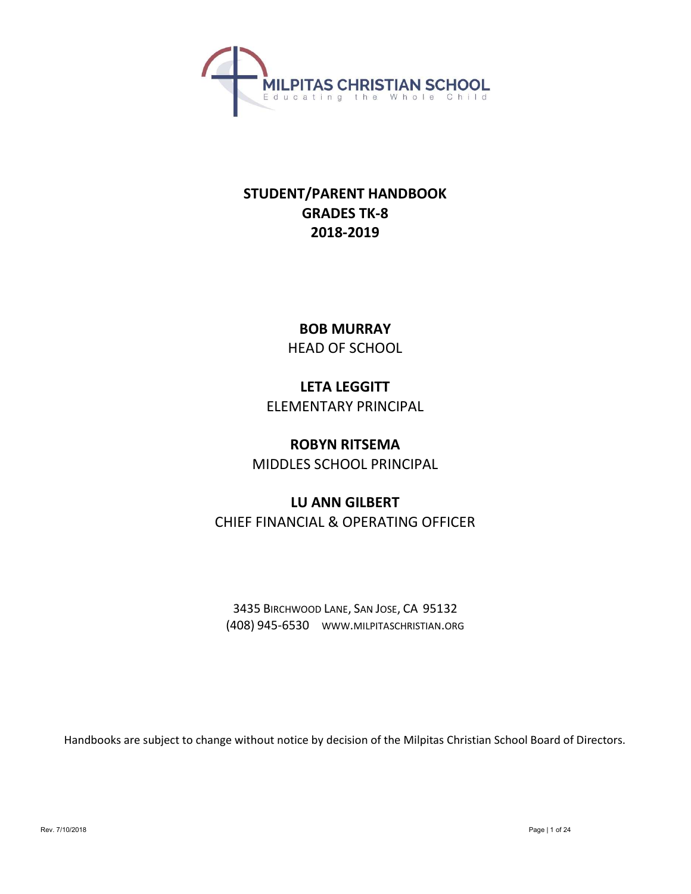MILPITAS CHRISTIAN SCHOOL

Educating the Whole Child

# STUDENT/PARENT HANDBOOK
# GRADES TK-8
# 2018-2019

**BOB MURRAY**
HEAD OF SCHOOL

**LETA LEGGITT**
ELEMENTARY PRINCIPAL

**ROBYN RITSEMA**
MIDDLES SCHOOL PRINCIPAL

**LU ANN GILBERT**
CHIEF FINANCIAL & OPERATING OFFICER

3435 BIRCHWOOD LANE, SAN JOSE, CA 95132
(408) 945-6530 WWW.MILPITASCHRISTIAN.ORG

Handbooks are subject to change without notice by decision of the Milpitas Christian School Board of Directors.

Rev. 7/10/2018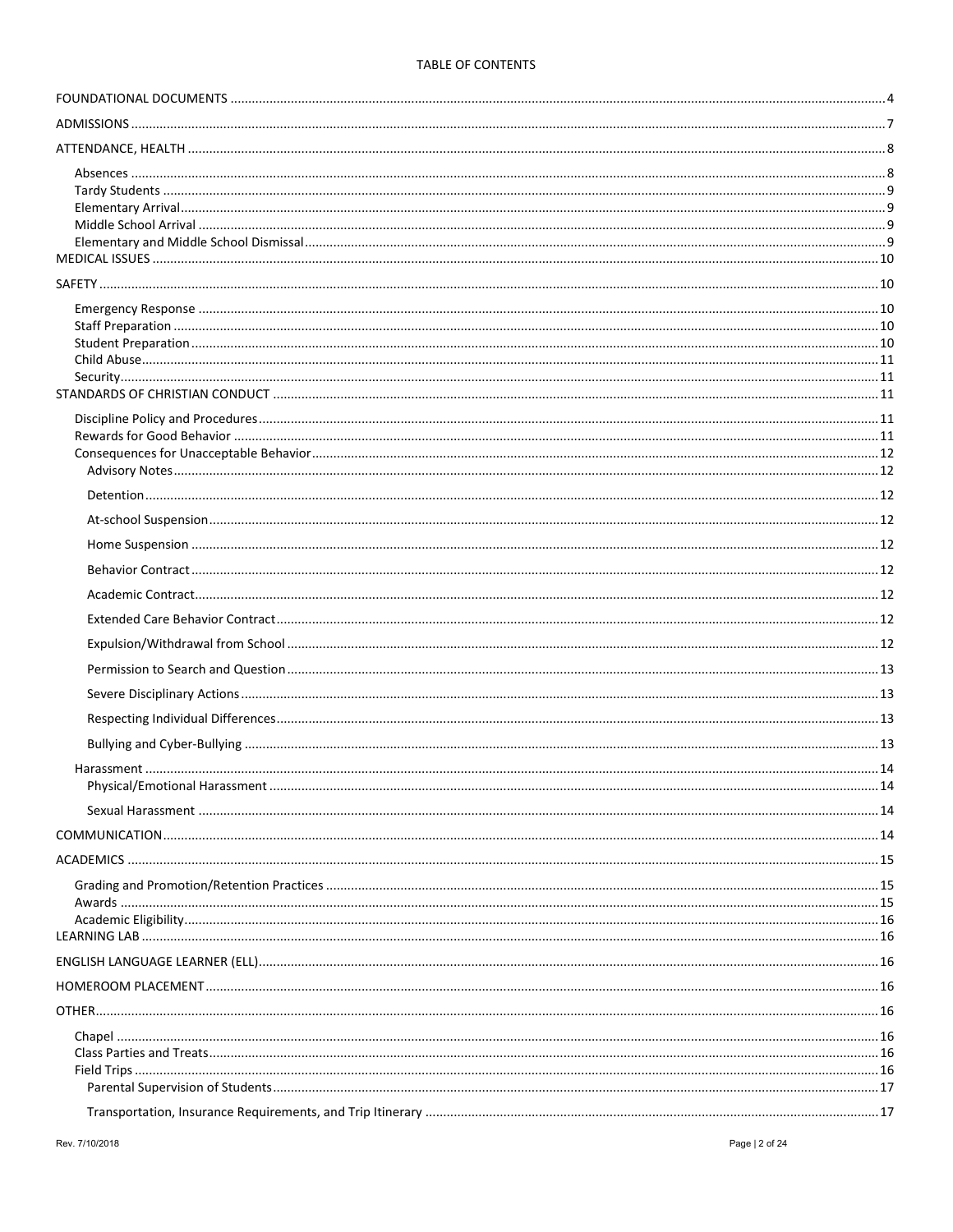TABLE OF CONTENTS

FOUNDATIONAL DOCUMENTS ........................................ 4

ADMISSIONS ........................................ 7

ATTENDANCE, HEALTH ........................................ 8

- Absences ........................................ 8
- Tardy Students ........................................ 9
- Elementary Arrival ........................................ 9
- Middle School Arrival ........................................ 9
- Elementary and Middle School Dismissal ........................................ 9

MEDICAL ISSUES ........................................ 10

SAFETY ........................................ 10

- Emergency Response ........................................ 10
- Staff Preparation ........................................ 10
- Student Preparation ........................................ 10
- Child Abuse ........................................ 11
- Security ........................................ 11

STANDARDS OF CHRISTIAN CONDUCT ........................................ 11

- Discipline Policy and Procedures ........................................ 11
- Rewards for Good Behavior ........................................ 11
- Consequences for Unacceptable Behavior ........................................ 12
  - Advisory Notes ........................................ 12
  - Detention ........................................ 12
  - At-school Suspension ........................................ 12
  - Home Suspension ........................................ 12
  - Behavior Contract ........................................ 12
  - Academic Contract ........................................ 12
  - Extended Care Behavior Contract ........................................ 12
  - Expulsion/Withdrawal from School ........................................ 12
  - Permission to Search and Question ........................................ 13
  - Severe Disciplinary Actions ........................................ 13
  - Respecting Individual Differences ........................................ 13
  - Bullying and Cyber-Bullying ........................................ 13
- Harassment ........................................ 14
  - Physical/Emotional Harassment ........................................ 14
  - Sexual Harassment ........................................ 14

COMMUNICATION ........................................ 14

ACADEMICS ........................................ 15

- Grading and Promotion/Retention Practices ........................................ 15
- Awards ........................................ 15
- Academic Eligibility ........................................ 16

LEARNING LAB ........................................ 16

ENGLISH LANGUAGE LEARNER (ELL) ........................................ 16

HOMEROOM PLACEMENT ........................................ 16

OTHER ........................................ 16

- Chapel ........................................ 16
- Class Parties and Treats ........................................ 16
- Field Trips ........................................ 16
  - Parental Supervision of Students ........................................ 17
  - Transportation, Insurance Requirements, and Trip Itinerary ........................................ 17

Rev. 7/10/2018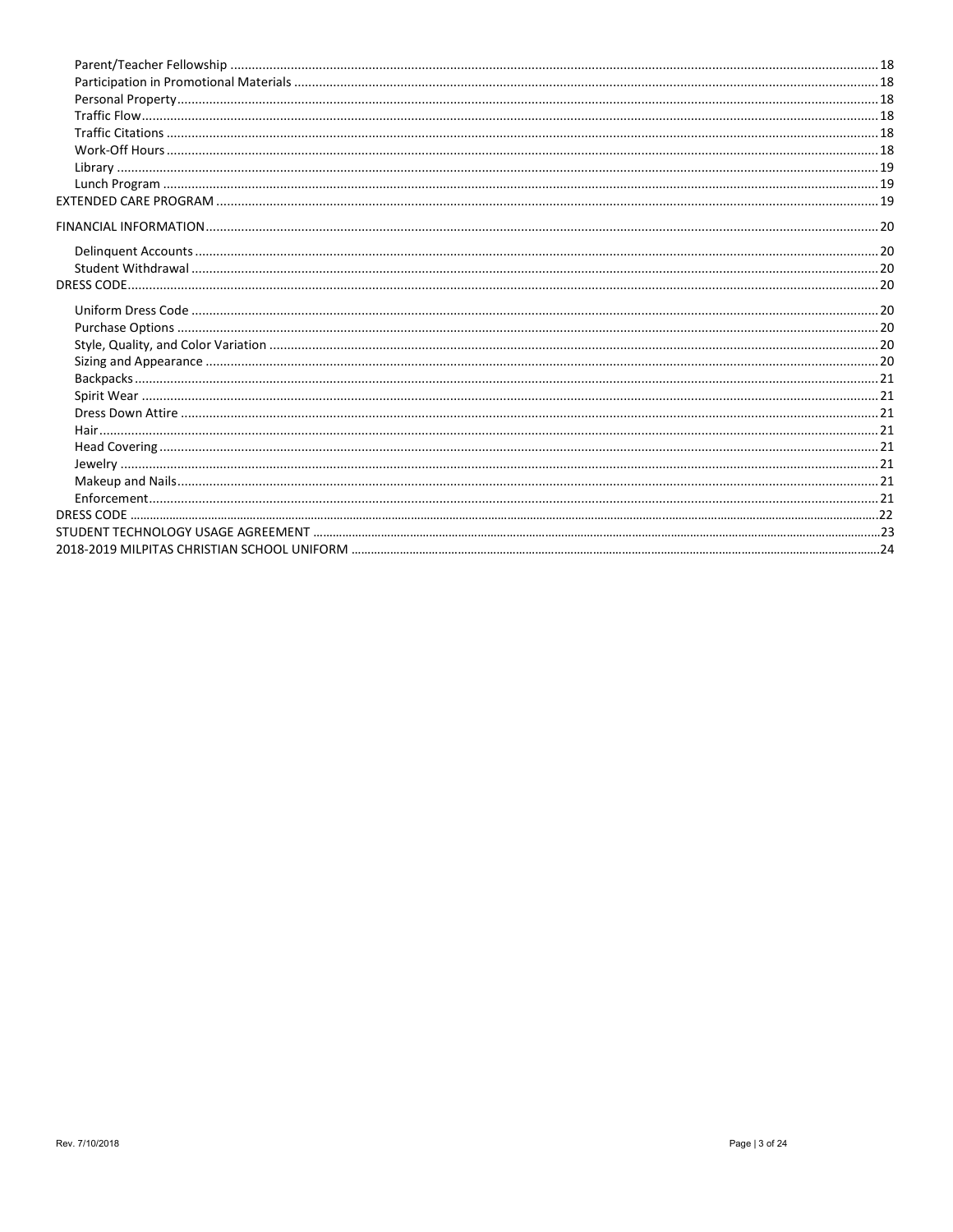- Parent/Teacher Fellowship ....... 18
- Participation in Promotional Materials ....... 18
- Personal Property ....... 18
- Traffic Flow ....... 18
- Traffic Citations ....... 18
- Work-Off Hours ....... 18
- Library ....... 19
- Lunch Program ....... 19

EXTENDED CARE PROGRAM ....... 19

FINANCIAL INFORMATION ....... 20

- Delinquent Accounts ....... 20
- Student Withdrawal ....... 20

DRESS CODE ....... 20

- Uniform Dress Code ....... 20
- Purchase Options ....... 20
- Style, Quality, and Color Variation ....... 20
- Sizing and Appearance ....... 20
- Backpacks ....... 21
- Spirit Wear ....... 21
- Dress Down Attire ....... 21
- Hair ....... 21
- Head Covering ....... 21
- Jewelry ....... 21
- Makeup and Nails ....... 21
- Enforcement ....... 21

DRESS CODE ....... 22

STUDENT TECHNOLOGY USAGE AGREEMENT ....... 23

2018-2019 MILPITAS CHRISTIAN SCHOOL UNIFORM ....... 24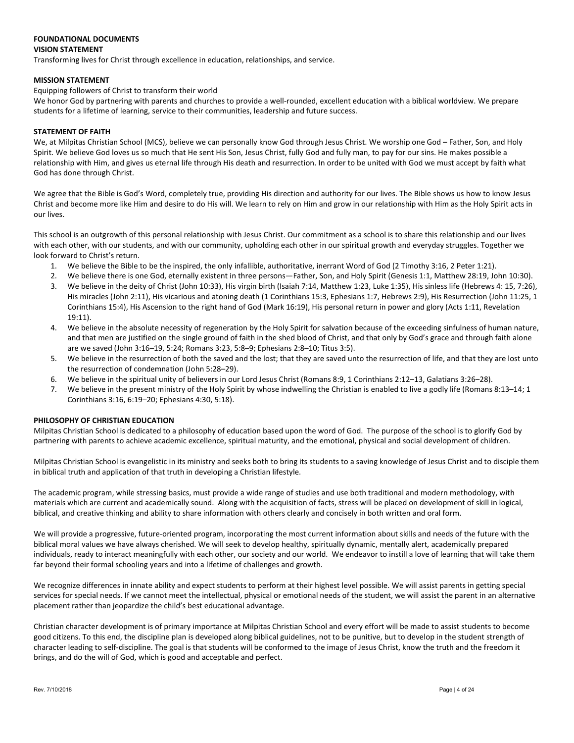# FOUNDATIONAL DOCUMENTS

## VISION STATEMENT

Transforming lives for Christ through excellence in education, relationships, and service.

## MISSION STATEMENT

Equipping followers of Christ to transform their world

We honor God by partnering with parents and churches to provide a well-rounded, excellent education with a biblical worldview. We prepare students for a lifetime of learning, service to their communities, leadership and future success.

## STATEMENT OF FAITH

We, at Milpitas Christian School (MCS), believe we can personally know God through Jesus Christ. We worship one God – Father, Son, and Holy Spirit. We believe God loves us so much that He sent His Son, Jesus Christ, fully God and fully man, to pay for our sins. He makes possible a relationship with Him, and gives us eternal life through His death and resurrection. In order to be united with God we must accept by faith what God has done through Christ.

We agree that the Bible is God's Word, completely true, providing His direction and authority for our lives. The Bible shows us how to know Jesus Christ and become more like Him and desire to do His will. We learn to rely on Him and grow in our relationship with Him as the Holy Spirit acts in our lives.

This school is an outgrowth of this personal relationship with Jesus Christ. Our commitment as a school is to share this relationship and our lives with each other, with our students, and with our community, upholding each other in our spiritual growth and everyday struggles. Together we look forward to Christ's return.

1. We believe the Bible to be the inspired, the only infallible, authoritative, inerrant Word of God (2 Timothy 3:16, 2 Peter 1:21).
2. We believe there is one God, eternally existent in three persons—Father, Son, and Holy Spirit (Genesis 1:1, Matthew 28:19, John 10:30).
3. We believe in the deity of Christ (John 10:33), His virgin birth (Isaiah 7:14, Matthew 1:23, Luke 1:35), His sinless life (Hebrews 4: 15, 7:26), His miracles (John 2:11), His vicarious and atoning death (1 Corinthians 15:3, Ephesians 1:7, Hebrews 2:9), His Resurrection (John 11:25, 1 Corinthians 15:4), His Ascension to the right hand of God (Mark 16:19), His personal return in power and glory (Acts 1:11, Revelation 19:11).
4. We believe in the absolute necessity of regeneration by the Holy Spirit for salvation because of the exceeding sinfulness of human nature, and that men are justified on the single ground of faith in the shed blood of Christ, and that only by God's grace and through faith alone are we saved (John 3:16–19, 5:24; Romans 3:23, 5:8–9; Ephesians 2:8–10; Titus 3:5).
5. We believe in the resurrection of both the saved and the lost; that they are saved unto the resurrection of life, and that they are lost unto the resurrection of condemnation (John 5:28–29).
6. We believe in the spiritual unity of believers in our Lord Jesus Christ (Romans 8:9, 1 Corinthians 2:12–13, Galatians 3:26–28).
7. We believe in the present ministry of the Holy Spirit by whose indwelling the Christian is enabled to live a godly life (Romans 8:13–14; 1 Corinthians 3:16, 6:19–20; Ephesians 4:30, 5:18).

## PHILOSOPHY OF CHRISTIAN EDUCATION

Milpitas Christian School is dedicated to a philosophy of education based upon the word of God. The purpose of the school is to glorify God by partnering with parents to achieve academic excellence, spiritual maturity, and the emotional, physical and social development of children.

Milpitas Christian School is evangelistic in its ministry and seeks both to bring its students to a saving knowledge of Jesus Christ and to disciple them in biblical truth and application of that truth in developing a Christian lifestyle.

The academic program, while stressing basics, must provide a wide range of studies and use both traditional and modern methodology, with materials which are current and academically sound. Along with the acquisition of facts, stress will be placed on development of skill in logical, biblical, and creative thinking and ability to share information with others clearly and concisely in both written and oral form.

We will provide a progressive, future-oriented program, incorporating the most current information about skills and needs of the future with the biblical moral values we have always cherished. We will seek to develop healthy, spiritually dynamic, mentally alert, academically prepared individuals, ready to interact meaningfully with each other, our society and our world. We endeavor to instill a love of learning that will take them far beyond their formal schooling years and into a lifetime of challenges and growth.

We recognize differences in innate ability and expect students to perform at their highest level possible. We will assist parents in getting special services for special needs. If we cannot meet the intellectual, physical or emotional needs of the student, we will assist the parent in an alternative placement rather than jeopardize the child's best educational advantage.

Christian character development is of primary importance at Milpitas Christian School and every effort will be made to assist students to become good citizens. To this end, the discipline plan is developed along biblical guidelines, not to be punitive, but to develop in the student strength of character leading to self-discipline. The goal is that students will be conformed to the image of Jesus Christ, know the truth and the freedom it brings, and do the will of God, which is good and acceptable and perfect.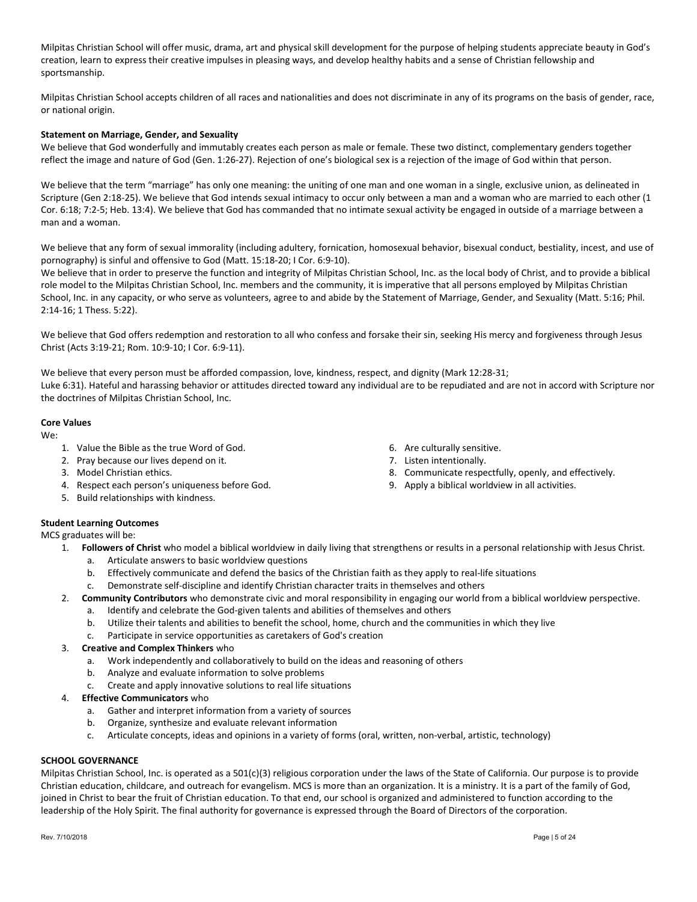Milpitas Christian School will offer music, drama, art and physical skill development for the purpose of helping students appreciate beauty in God's creation, learn to express their creative impulses in pleasing ways, and develop healthy habits and a sense of Christian fellowship and sportsmanship.

Milpitas Christian School accepts children of all races and nationalities and does not discriminate in any of its programs on the basis of gender, race, or national origin.

**Statement on Marriage, Gender, and Sexuality**

We believe that God wonderfully and immutably creates each person as male or female. These two distinct, complementary genders together reflect the image and nature of God (Gen. 1:26-27). Rejection of one's biological sex is a rejection of the image of God within that person.

We believe that the term "marriage" has only one meaning: the uniting of one man and one woman in a single, exclusive union, as delineated in Scripture (Gen 2:18-25). We believe that God intends sexual intimacy to occur only between a man and a woman who are married to each other (1 Cor. 6:18; 7:2-5; Heb. 13:4). We believe that God has commanded that no intimate sexual activity be engaged in outside of a marriage between a man and a woman.

We believe that any form of sexual immorality (including adultery, fornication, homosexual behavior, bisexual conduct, bestiality, incest, and use of pornography) is sinful and offensive to God (Matt. 15:18-20; I Cor. 6:9-10).

We believe that in order to preserve the function and integrity of Milpitas Christian School, Inc. as the local body of Christ, and to provide a biblical role model to the Milpitas Christian School, Inc. members and the community, it is imperative that all persons employed by Milpitas Christian School, Inc. in any capacity, or who serve as volunteers, agree to and abide by the Statement of Marriage, Gender, and Sexuality (Matt. 5:16; Phil. 2:14-16; 1 Thess. 5:22).

We believe that God offers redemption and restoration to all who confess and forsake their sin, seeking His mercy and forgiveness through Jesus Christ (Acts 3:19-21; Rom. 10:9-10; I Cor. 6:9-11).

We believe that every person must be afforded compassion, love, kindness, respect, and dignity (Mark 12:28-31; Luke 6:31). Hateful and harassing behavior or attitudes directed toward any individual are to be repudiated and are not in accord with Scripture nor the doctrines of Milpitas Christian School, Inc.

**Core Values**

We:

1. Value the Bible as the true Word of God.
2. Pray because our lives depend on it.
3. Model Christian ethics.
4. Respect each person's uniqueness before God.
5. Build relationships with kindness.
6. Are culturally sensitive.
7. Listen intentionally.
8. Communicate respectfully, openly, and effectively.
9. Apply a biblical worldview in all activities.

**Student Learning Outcomes**

MCS graduates will be:

1. **Followers of Christ** who model a biblical worldview in daily living that strengthens or results in a personal relationship with Jesus Christ.
   a. Articulate answers to basic worldview questions
   b. Effectively communicate and defend the basics of the Christian faith as they apply to real-life situations
   c. Demonstrate self-discipline and identify Christian character traits in themselves and others
2. **Community Contributors** who demonstrate civic and moral responsibility in engaging our world from a biblical worldview perspective.
   a. Identify and celebrate the God-given talents and abilities of themselves and others
   b. Utilize their talents and abilities to benefit the school, home, church and the communities in which they live
   c. Participate in service opportunities as caretakers of God's creation
3. **Creative and Complex Thinkers** who
   a. Work independently and collaboratively to build on the ideas and reasoning of others
   b. Analyze and evaluate information to solve problems
   c. Create and apply innovative solutions to real life situations
4. **Effective Communicators** who
   a. Gather and interpret information from a variety of sources
   b. Organize, synthesize and evaluate relevant information
   c. Articulate concepts, ideas and opinions in a variety of forms (oral, written, non-verbal, artistic, technology)

**SCHOOL GOVERNANCE**

Milpitas Christian School, Inc. is operated as a 501(c)(3) religious corporation under the laws of the State of California. Our purpose is to provide Christian education, childcare, and outreach for evangelism. MCS is more than an organization. It is a ministry. It is a part of the family of God, joined in Christ to bear the fruit of Christian education. To that end, our school is organized and administered to function according to the leadership of the Holy Spirit. The final authority for governance is expressed through the Board of Directors of the corporation.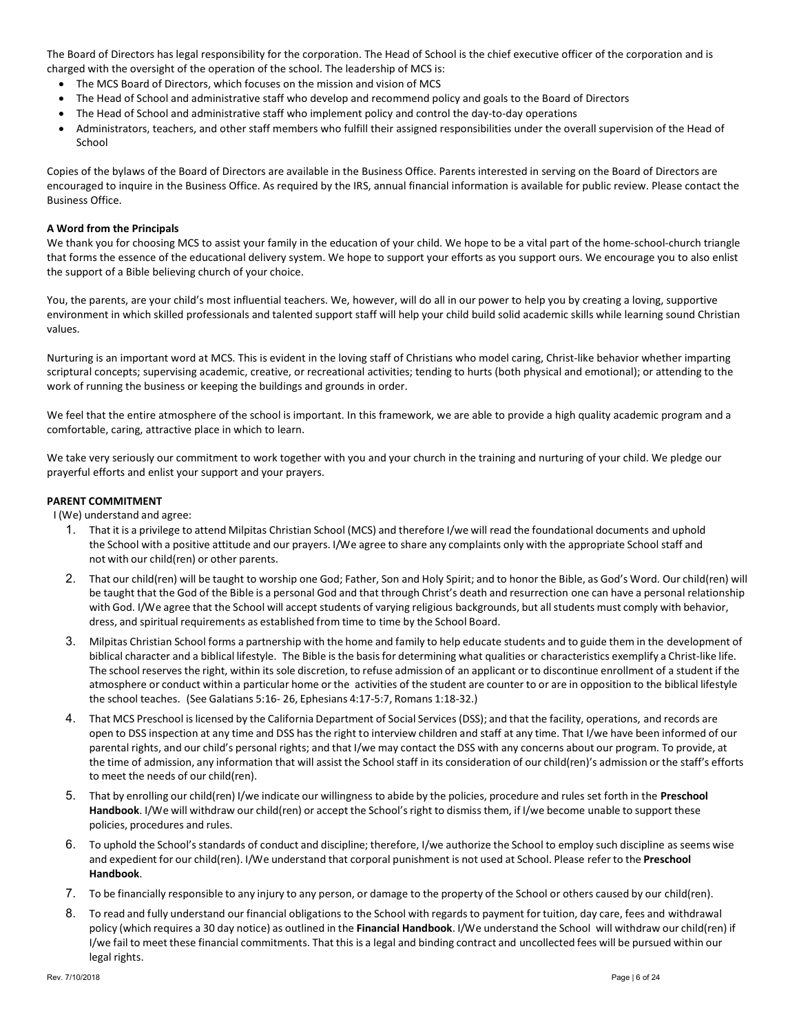The Board of Directors has legal responsibility for the corporation. The Head of School is the chief executive officer of the corporation and is charged with the oversight of the operation of the school. The leadership of MCS is:

- The MCS Board of Directors, which focuses on the mission and vision of MCS
- The Head of School and administrative staff who develop and recommend policy and goals to the Board of Directors
- The Head of School and administrative staff who implement policy and control the day-to-day operations
- Administrators, teachers, and other staff members who fulfill their assigned responsibilities under the overall supervision of the Head of School

Copies of the bylaws of the Board of Directors are available in the Business Office. Parents interested in serving on the Board of Directors are encouraged to inquire in the Business Office. As required by the IRS, annual financial information is available for public review. Please contact the Business Office.

**A Word from the Principals**

We thank you for choosing MCS to assist your family in the education of your child. We hope to be a vital part of the home-school-church triangle that forms the essence of the educational delivery system. We hope to support your efforts as you support ours. We encourage you to also enlist the support of a Bible believing church of your choice.

You, the parents, are your child's most influential teachers. We, however, will do all in our power to help you by creating a loving, supportive environment in which skilled professionals and talented support staff will help your child build solid academic skills while learning sound Christian values.

Nurturing is an important word at MCS. This is evident in the loving staff of Christians who model caring, Christ-like behavior whether imparting scriptural concepts; supervising academic, creative, or recreational activities; tending to hurts (both physical and emotional); or attending to the work of running the business or keeping the buildings and grounds in order.

We feel that the entire atmosphere of the school is important. In this framework, we are able to provide a high quality academic program and a comfortable, caring, attractive place in which to learn.

We take very seriously our commitment to work together with you and your church in the training and nurturing of your child. We pledge our prayerful efforts and enlist your support and your prayers.

**PARENT COMMITMENT**

I (We) understand and agree:

1. That it is a privilege to attend Milpitas Christian School (MCS) and therefore I/we will read the foundational documents and uphold the School with a positive attitude and our prayers. I/We agree to share any complaints only with the appropriate School staff and not with our child(ren) or other parents.
2. That our child(ren) will be taught to worship one God; Father, Son and Holy Spirit; and to honor the Bible, as God's Word. Our child(ren) will be taught that the God of the Bible is a personal God and that through Christ's death and resurrection one can have a personal relationship with God. I/We agree that the School will accept students of varying religious backgrounds, but all students must comply with behavior, dress, and spiritual requirements as established from time to time by the School Board.
3. Milpitas Christian School forms a partnership with the home and family to help educate students and to guide them in the development of biblical character and a biblical lifestyle. The Bible is the basis for determining what qualities or characteristics exemplify a Christ-like life. The school reserves the right, within its sole discretion, to refuse admission of an applicant or to discontinue enrollment of a student if the atmosphere or conduct within a particular home or the activities of the student are counter to or are in opposition to the biblical lifestyle the school teaches. (See Galatians 5:16- 26, Ephesians 4:17-5:7, Romans 1:18-32.)
4. That MCS Preschool is licensed by the California Department of Social Services (DSS); and that the facility, operations, and records are open to DSS inspection at any time and DSS has the right to interview children and staff at any time. That I/we have been informed of our parental rights, and our child's personal rights; and that I/we may contact the DSS with any concerns about our program. To provide, at the time of admission, any information that will assist the School staff in its consideration of our child(ren)'s admission or the staff's efforts to meet the needs of our child(ren).
5. That by enrolling our child(ren) I/we indicate our willingness to abide by the policies, procedure and rules set forth in the **Preschool Handbook**. I/We will withdraw our child(ren) or accept the School's right to dismiss them, if I/we become unable to support these policies, procedures and rules.
6. To uphold the School's standards of conduct and discipline; therefore, I/we authorize the School to employ such discipline as seems wise and expedient for our child(ren). I/We understand that corporal punishment is not used at School. Please refer to the **Preschool Handbook**.
7. To be financially responsible to any injury to any person, or damage to the property of the School or others caused by our child(ren).
8. To read and fully understand our financial obligations to the School with regards to payment for tuition, day care, fees and withdrawal policy (which requires a 30 day notice) as outlined in the **Financial Handbook**. I/We understand the School will withdraw our child(ren) if I/we fail to meet these financial commitments. That this is a legal and binding contract and uncollected fees will be pursued within our legal rights.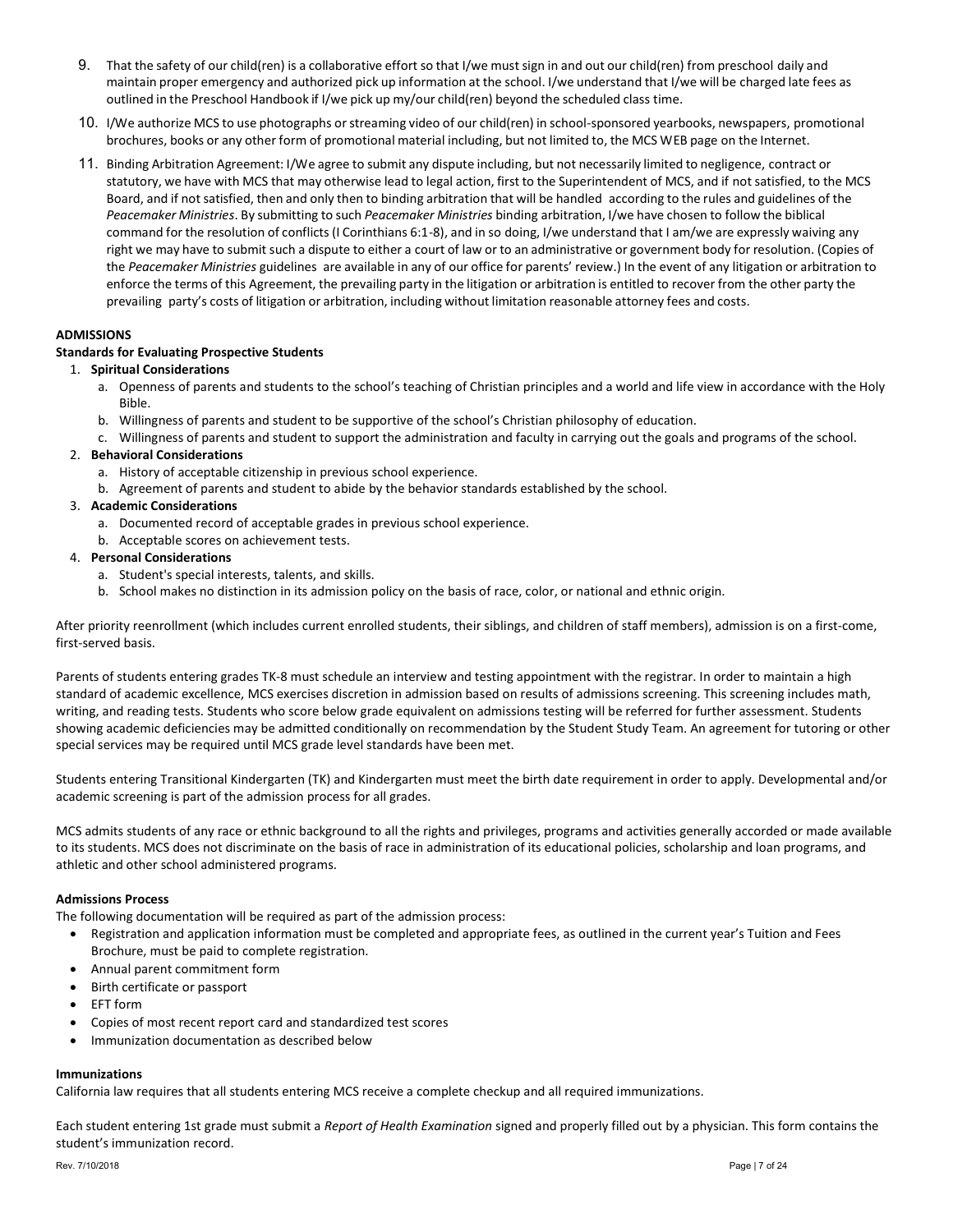9. That the safety of our child(ren) is a collaborative effort so that I/we must sign in and out our child(ren) from preschool daily and maintain proper emergency and authorized pick up information at the school. I/we understand that I/we will be charged late fees as outlined in the Preschool Handbook if I/we pick up my/our child(ren) beyond the scheduled class time.
10. I/We authorize MCS to use photographs or streaming video of our child(ren) in school-sponsored yearbooks, newspapers, promotional brochures, books or any other form of promotional material including, but not limited to, the MCS WEB page on the Internet.
11. Binding Arbitration Agreement: I/We agree to submit any dispute including, but not necessarily limited to negligence, contract or statutory, we have with MCS that may otherwise lead to legal action, first to the Superintendent of MCS, and if not satisfied, to the MCS Board, and if not satisfied, then and only then to binding arbitration that will be handled according to the rules and guidelines of the *Peacemaker Ministries*. By submitting to such *Peacemaker Ministries* binding arbitration, I/we have chosen to follow the biblical command for the resolution of conflicts (I Corinthians 6:1-8), and in so doing, I/we understand that I am/we are expressly waiving any right we may have to submit such a dispute to either a court of law or to an administrative or government body for resolution. (Copies of the *Peacemaker Ministries* guidelines are available in any of our office for parents' review.) In the event of any litigation or arbitration to enforce the terms of this Agreement, the prevailing party in the litigation or arbitration is entitled to recover from the other party the prevailing party's costs of litigation or arbitration, including without limitation reasonable attorney fees and costs.

## ADMISSIONS

### Standards for Evaluating Prospective Students

1. **Spiritual Considerations**
   a. Openness of parents and students to the school's teaching of Christian principles and a world and life view in accordance with the Holy Bible.
   b. Willingness of parents and student to be supportive of the school's Christian philosophy of education.
   c. Willingness of parents and student to support the administration and faculty in carrying out the goals and programs of the school.
2. **Behavioral Considerations**
   a. History of acceptable citizenship in previous school experience.
   b. Agreement of parents and student to abide by the behavior standards established by the school.
3. **Academic Considerations**
   a. Documented record of acceptable grades in previous school experience.
   b. Acceptable scores on achievement tests.
4. **Personal Considerations**
   a. Student's special interests, talents, and skills.
   b. School makes no distinction in its admission policy on the basis of race, color, or national and ethnic origin.

After priority reenrollment (which includes current enrolled students, their siblings, and children of staff members), admission is on a first-come, first-served basis.

Parents of students entering grades TK-8 must schedule an interview and testing appointment with the registrar. In order to maintain a high standard of academic excellence, MCS exercises discretion in admission based on results of admissions screening. This screening includes math, writing, and reading tests. Students who score below grade equivalent on admissions testing will be referred for further assessment. Students showing academic deficiencies may be admitted conditionally on recommendation by the Student Study Team. An agreement for tutoring or other special services may be required until MCS grade level standards have been met.

Students entering Transitional Kindergarten (TK) and Kindergarten must meet the birth date requirement in order to apply. Developmental and/or academic screening is part of the admission process for all grades.

MCS admits students of any race or ethnic background to all the rights and privileges, programs and activities generally accorded or made available to its students. MCS does not discriminate on the basis of race in administration of its educational policies, scholarship and loan programs, and athletic and other school administered programs.

### Admissions Process

The following documentation will be required as part of the admission process:

- Registration and application information must be completed and appropriate fees, as outlined in the current year's Tuition and Fees Brochure, must be paid to complete registration.
- Annual parent commitment form
- Birth certificate or passport
- EFT form
- Copies of most recent report card and standardized test scores
- Immunization documentation as described below

### Immunizations

California law requires that all students entering MCS receive a complete checkup and all required immunizations.

Each student entering 1st grade must submit a *Report of Health Examination* signed and properly filled out by a physician. This form contains the student's immunization record.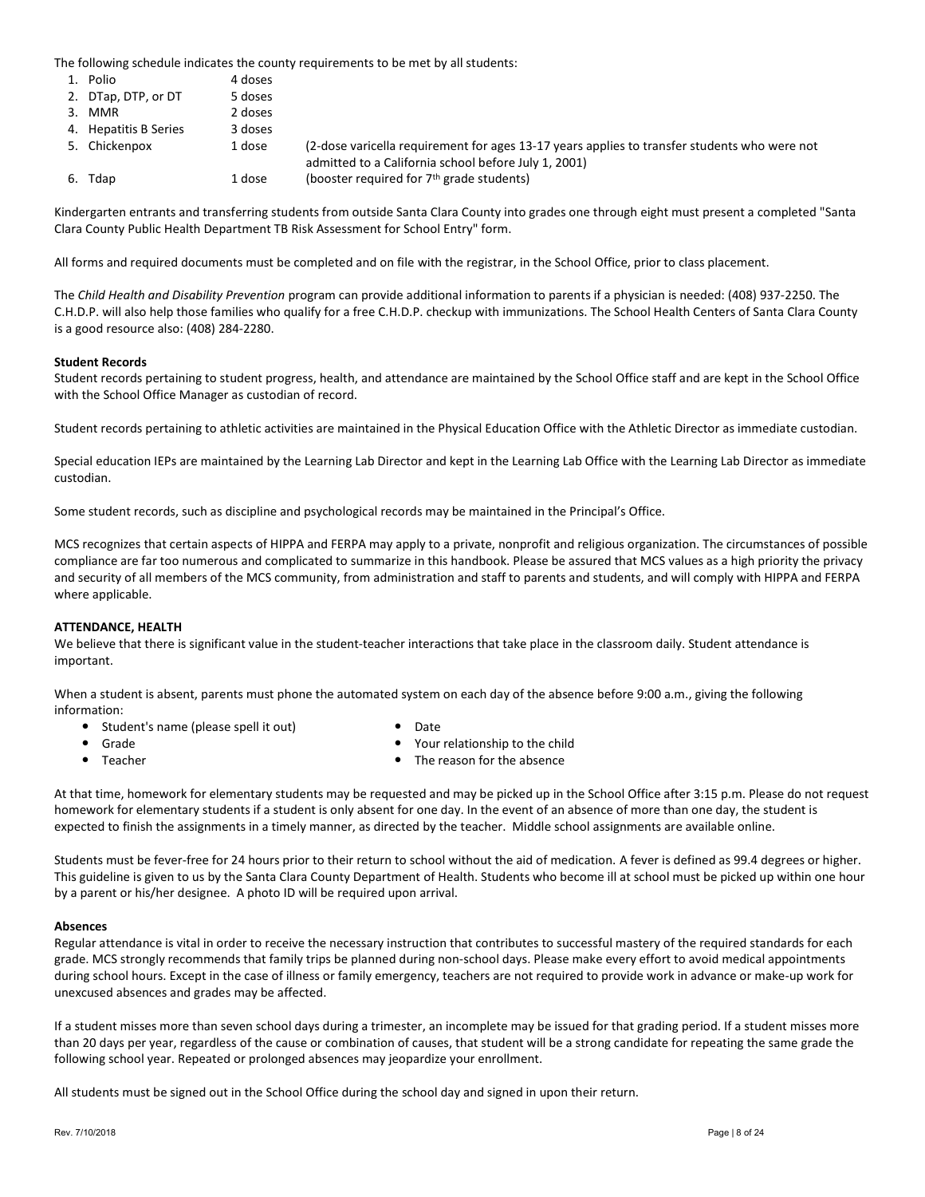The following schedule indicates the county requirements to be met by all students:

| | | |
|---|---|---|
| 1. Polio | 4 doses | |
| 2. DTap, DTP, or DT | 5 doses | |
| 3. MMR | 2 doses | |
| 4. Hepatitis B Series | 3 doses | |
| 5. Chickenpox | 1 dose | (2-dose varicella requirement for ages 13-17 years applies to transfer students who were not admitted to a California school before July 1, 2001) |
| 6. Tdap | 1 dose | (booster required for 7th grade students) |

Kindergarten entrants and transferring students from outside Santa Clara County into grades one through eight must present a completed "Santa Clara County Public Health Department TB Risk Assessment for School Entry" form.

All forms and required documents must be completed and on file with the registrar, in the School Office, prior to class placement.

The *Child Health and Disability Prevention* program can provide additional information to parents if a physician is needed: (408) 937-2250. The C.H.D.P. will also help those families who qualify for a free C.H.D.P. checkup with immunizations. The School Health Centers of Santa Clara County is a good resource also: (408) 284-2280.

**Student Records**

Student records pertaining to student progress, health, and attendance are maintained by the School Office staff and are kept in the School Office with the School Office Manager as custodian of record.

Student records pertaining to athletic activities are maintained in the Physical Education Office with the Athletic Director as immediate custodian.

Special education IEPs are maintained by the Learning Lab Director and kept in the Learning Lab Office with the Learning Lab Director as immediate custodian.

Some student records, such as discipline and psychological records may be maintained in the Principal's Office.

MCS recognizes that certain aspects of HIPPA and FERPA may apply to a private, nonprofit and religious organization. The circumstances of possible compliance are far too numerous and complicated to summarize in this handbook. Please be assured that MCS values as a high priority the privacy and security of all members of the MCS community, from administration and staff to parents and students, and will comply with HIPPA and FERPA where applicable.

**ATTENDANCE, HEALTH**

We believe that there is significant value in the student-teacher interactions that take place in the classroom daily. Student attendance is important.

When a student is absent, parents must phone the automated system on each day of the absence before 9:00 a.m., giving the following information:

- Student's name (please spell it out)
- Grade
- Teacher
- Date
- Your relationship to the child
- The reason for the absence

At that time, homework for elementary students may be requested and may be picked up in the School Office after 3:15 p.m. Please do not request homework for elementary students if a student is only absent for one day. In the event of an absence of more than one day, the student is expected to finish the assignments in a timely manner, as directed by the teacher. Middle school assignments are available online.

Students must be fever-free for 24 hours prior to their return to school without the aid of medication. A fever is defined as 99.4 degrees or higher. This guideline is given to us by the Santa Clara County Department of Health. Students who become ill at school must be picked up within one hour by a parent or his/her designee. A photo ID will be required upon arrival.

**Absences**

Regular attendance is vital in order to receive the necessary instruction that contributes to successful mastery of the required standards for each grade. MCS strongly recommends that family trips be planned during non-school days. Please make every effort to avoid medical appointments during school hours. Except in the case of illness or family emergency, teachers are not required to provide work in advance or make-up work for unexcused absences and grades may be affected.

If a student misses more than seven school days during a trimester, an incomplete may be issued for that grading period. If a student misses more than 20 days per year, regardless of the cause or combination of causes, that student will be a strong candidate for repeating the same grade the following school year. Repeated or prolonged absences may jeopardize your enrollment.

All students must be signed out in the School Office during the school day and signed in upon their return.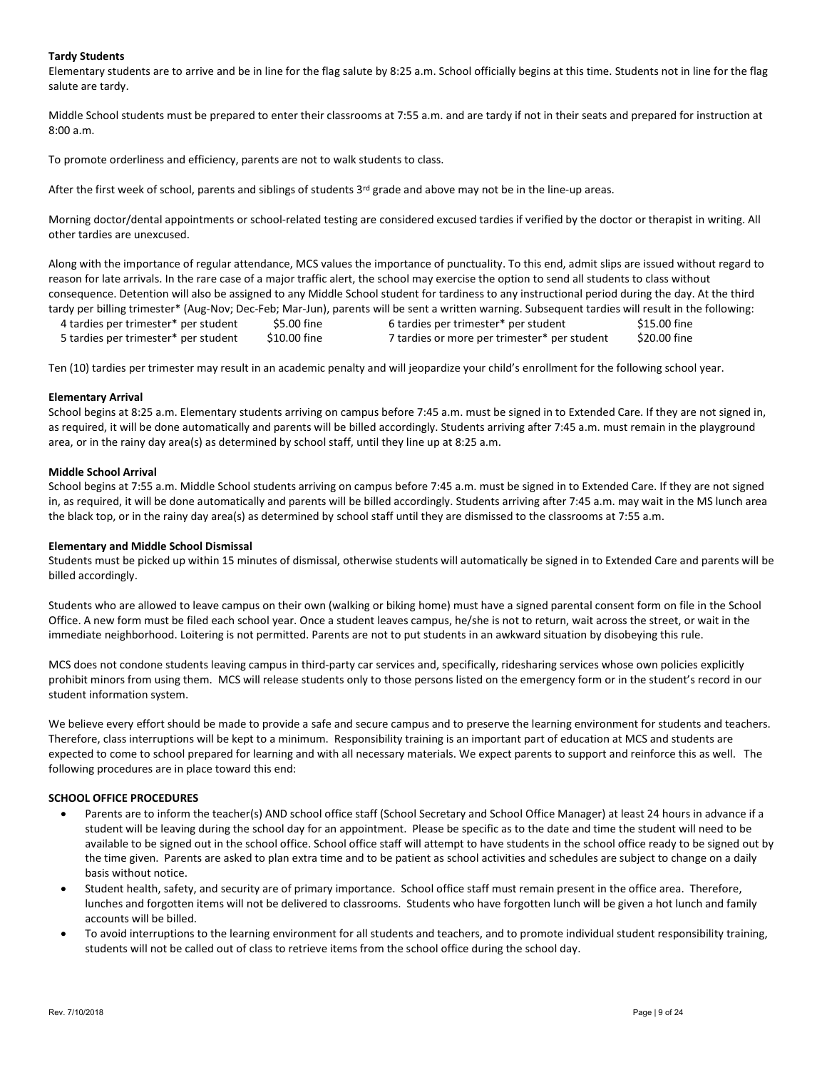**Tardy Students**

Elementary students are to arrive and be in line for the flag salute by 8:25 a.m. School officially begins at this time. Students not in line for the flag salute are tardy.

Middle School students must be prepared to enter their classrooms at 7:55 a.m. and are tardy if not in their seats and prepared for instruction at 8:00 a.m.

To promote orderliness and efficiency, parents are not to walk students to class.

After the first week of school, parents and siblings of students 3rd grade and above may not be in the line-up areas.

Morning doctor/dental appointments or school-related testing are considered excused tardies if verified by the doctor or therapist in writing. All other tardies are unexcused.

Along with the importance of regular attendance, MCS values the importance of punctuality. To this end, admit slips are issued without regard to reason for late arrivals. In the rare case of a major traffic alert, the school may exercise the option to send all students to class without consequence. Detention will also be assigned to any Middle School student for tardiness to any instructional period during the day. At the third tardy per billing trimester* (Aug-Nov; Dec-Feb; Mar-Jun), parents will be sent a written warning. Subsequent tardies will result in the following:

| | | | |
|---|---|---|---|
| 4 tardies per trimester* per student | $5.00 fine | 6 tardies per trimester* per student | $15.00 fine |
| 5 tardies per trimester* per student | $10.00 fine | 7 tardies or more per trimester* per student | $20.00 fine |

Ten (10) tardies per trimester may result in an academic penalty and will jeopardize your child's enrollment for the following school year.

**Elementary Arrival**

School begins at 8:25 a.m. Elementary students arriving on campus before 7:45 a.m. must be signed in to Extended Care. If they are not signed in, as required, it will be done automatically and parents will be billed accordingly. Students arriving after 7:45 a.m. must remain in the playground area, or in the rainy day area(s) as determined by school staff, until they line up at 8:25 a.m.

**Middle School Arrival**

School begins at 7:55 a.m. Middle School students arriving on campus before 7:45 a.m. must be signed in to Extended Care. If they are not signed in, as required, it will be done automatically and parents will be billed accordingly. Students arriving after 7:45 a.m. may wait in the MS lunch area the black top, or in the rainy day area(s) as determined by school staff until they are dismissed to the classrooms at 7:55 a.m.

**Elementary and Middle School Dismissal**

Students must be picked up within 15 minutes of dismissal, otherwise students will automatically be signed in to Extended Care and parents will be billed accordingly.

Students who are allowed to leave campus on their own (walking or biking home) must have a signed parental consent form on file in the School Office. A new form must be filed each school year. Once a student leaves campus, he/she is not to return, wait across the street, or wait in the immediate neighborhood. Loitering is not permitted. Parents are not to put students in an awkward situation by disobeying this rule.

MCS does not condone students leaving campus in third-party car services and, specifically, ridesharing services whose own policies explicitly prohibit minors from using them. MCS will release students only to those persons listed on the emergency form or in the student's record in our student information system.

We believe every effort should be made to provide a safe and secure campus and to preserve the learning environment for students and teachers. Therefore, class interruptions will be kept to a minimum. Responsibility training is an important part of education at MCS and students are expected to come to school prepared for learning and with all necessary materials. We expect parents to support and reinforce this as well. The following procedures are in place toward this end:

**SCHOOL OFFICE PROCEDURES**

- Parents are to inform the teacher(s) AND school office staff (School Secretary and School Office Manager) at least 24 hours in advance if a student will be leaving during the school day for an appointment. Please be specific as to the date and time the student will need to be available to be signed out in the school office. School office staff will attempt to have students in the school office ready to be signed out by the time given. Parents are asked to plan extra time and to be patient as school activities and schedules are subject to change on a daily basis without notice.
- Student health, safety, and security are of primary importance. School office staff must remain present in the office area. Therefore, lunches and forgotten items will not be delivered to classrooms. Students who have forgotten lunch will be given a hot lunch and family accounts will be billed.
- To avoid interruptions to the learning environment for all students and teachers, and to promote individual student responsibility training, students will not be called out of class to retrieve items from the school office during the school day.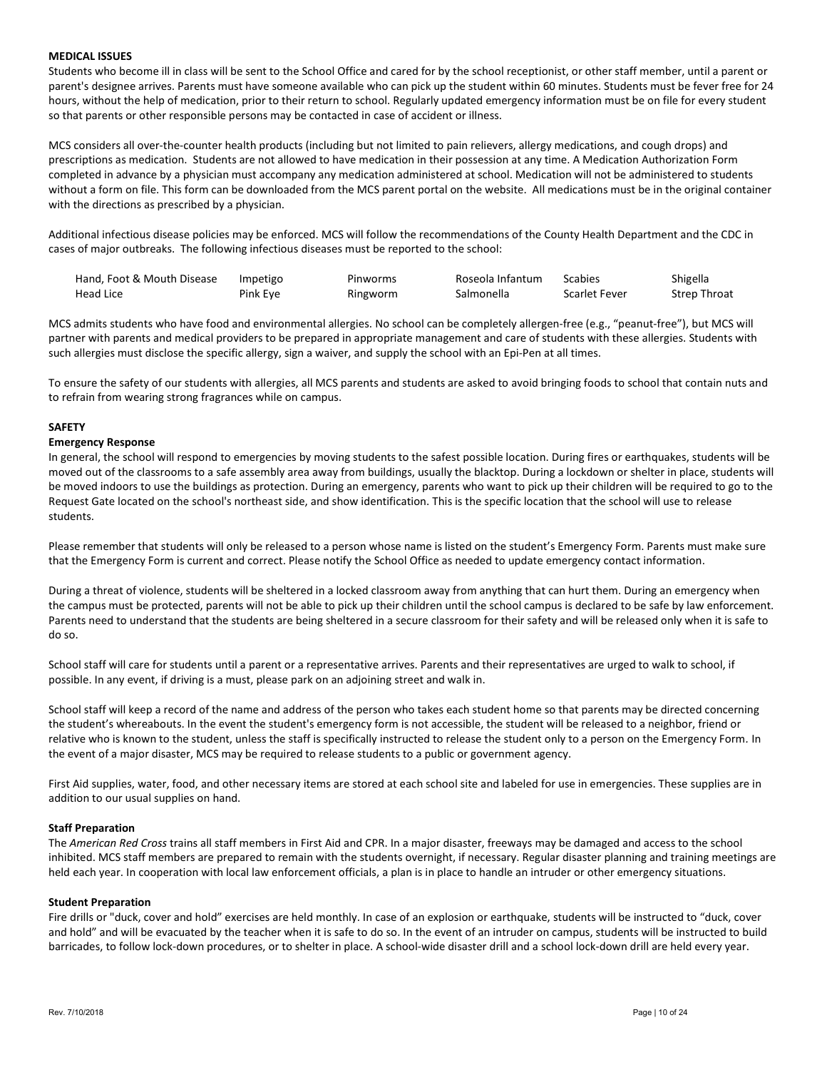**MEDICAL ISSUES**

Students who become ill in class will be sent to the School Office and cared for by the school receptionist, or other staff member, until a parent or parent's designee arrives. Parents must have someone available who can pick up the student within 60 minutes. Students must be fever free for 24 hours, without the help of medication, prior to their return to school. Regularly updated emergency information must be on file for every student so that parents or other responsible persons may be contacted in case of accident or illness.

MCS considers all over-the-counter health products (including but not limited to pain relievers, allergy medications, and cough drops) and prescriptions as medication. Students are not allowed to have medication in their possession at any time. A Medication Authorization Form completed in advance by a physician must accompany any medication administered at school. Medication will not be administered to students without a form on file. This form can be downloaded from the MCS parent portal on the website. All medications must be in the original container with the directions as prescribed by a physician.

Additional infectious disease policies may be enforced. MCS will follow the recommendations of the County Health Department and the CDC in cases of major outbreaks. The following infectious diseases must be reported to the school:

| | | | | | |
|---|---|---|---|---|---|
| Hand, Foot & Mouth Disease | Impetigo | Pinworms | Roseola Infantum | Scabies | Shigella |
| Head Lice | Pink Eye | Ringworm | Salmonella | Scarlet Fever | Strep Throat |

MCS admits students who have food and environmental allergies. No school can be completely allergen-free (e.g., "peanut-free"), but MCS will partner with parents and medical providers to be prepared in appropriate management and care of students with these allergies. Students with such allergies must disclose the specific allergy, sign a waiver, and supply the school with an Epi-Pen at all times.

To ensure the safety of our students with allergies, all MCS parents and students are asked to avoid bringing foods to school that contain nuts and to refrain from wearing strong fragrances while on campus.

**SAFETY**

**Emergency Response**

In general, the school will respond to emergencies by moving students to the safest possible location. During fires or earthquakes, students will be moved out of the classrooms to a safe assembly area away from buildings, usually the blacktop. During a lockdown or shelter in place, students will be moved indoors to use the buildings as protection. During an emergency, parents who want to pick up their children will be required to go to the Request Gate located on the school's northeast side, and show identification. This is the specific location that the school will use to release students.

Please remember that students will only be released to a person whose name is listed on the student's Emergency Form. Parents must make sure that the Emergency Form is current and correct. Please notify the School Office as needed to update emergency contact information.

During a threat of violence, students will be sheltered in a locked classroom away from anything that can hurt them. During an emergency when the campus must be protected, parents will not be able to pick up their children until the school campus is declared to be safe by law enforcement. Parents need to understand that the students are being sheltered in a secure classroom for their safety and will be released only when it is safe to do so.

School staff will care for students until a parent or a representative arrives. Parents and their representatives are urged to walk to school, if possible. In any event, if driving is a must, please park on an adjoining street and walk in.

School staff will keep a record of the name and address of the person who takes each student home so that parents may be directed concerning the student's whereabouts. In the event the student's emergency form is not accessible, the student will be released to a neighbor, friend or relative who is known to the student, unless the staff is specifically instructed to release the student only to a person on the Emergency Form. In the event of a major disaster, MCS may be required to release students to a public or government agency.

First Aid supplies, water, food, and other necessary items are stored at each school site and labeled for use in emergencies. These supplies are in addition to our usual supplies on hand.

**Staff Preparation**

The *American Red Cross* trains all staff members in First Aid and CPR. In a major disaster, freeways may be damaged and access to the school inhibited. MCS staff members are prepared to remain with the students overnight, if necessary. Regular disaster planning and training meetings are held each year. In cooperation with local law enforcement officials, a plan is in place to handle an intruder or other emergency situations.

**Student Preparation**

Fire drills or "duck, cover and hold" exercises are held monthly. In case of an explosion or earthquake, students will be instructed to "duck, cover and hold" and will be evacuated by the teacher when it is safe to do so. In the event of an intruder on campus, students will be instructed to build barricades, to follow lock-down procedures, or to shelter in place. A school-wide disaster drill and a school lock-down drill are held every year.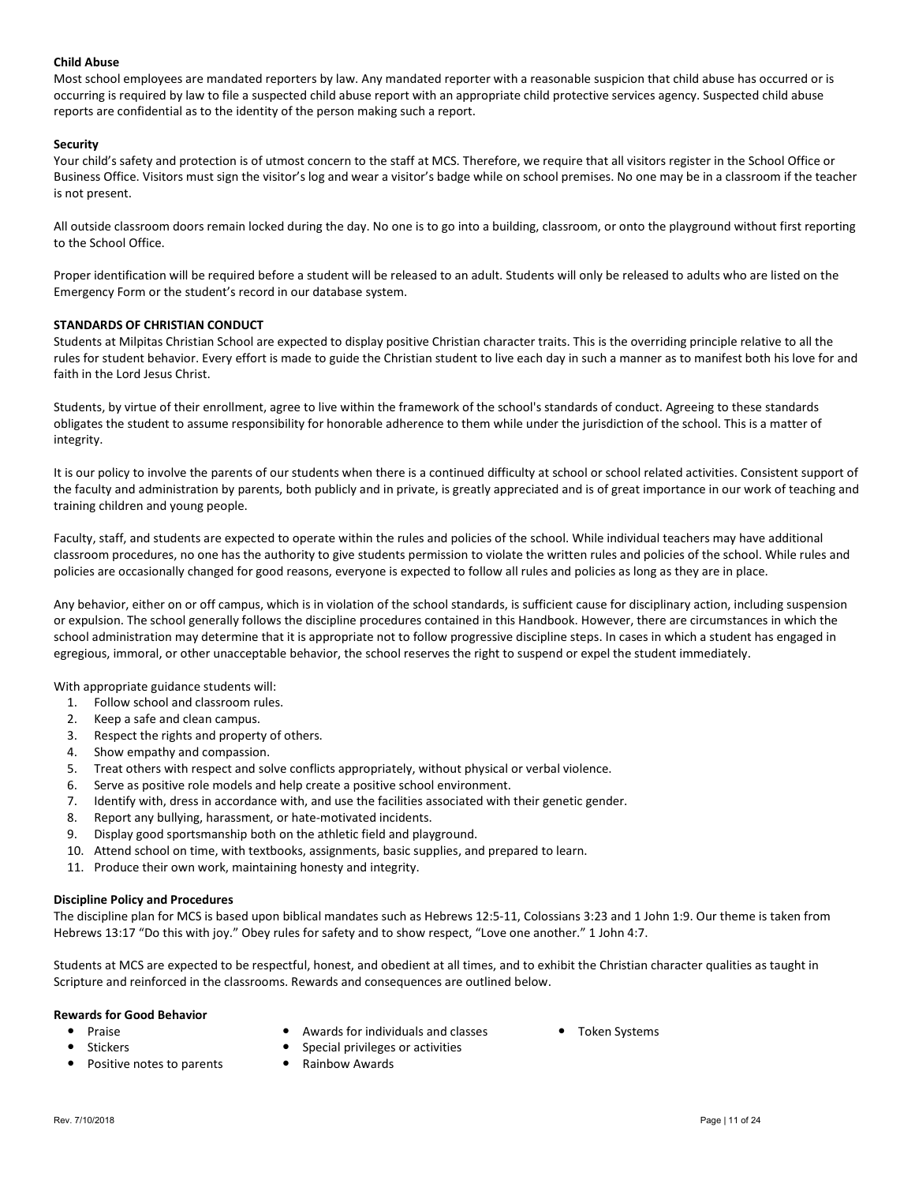**Child Abuse**

Most school employees are mandated reporters by law. Any mandated reporter with a reasonable suspicion that child abuse has occurred or is occurring is required by law to file a suspected child abuse report with an appropriate child protective services agency. Suspected child abuse reports are confidential as to the identity of the person making such a report.

**Security**

Your child's safety and protection is of utmost concern to the staff at MCS. Therefore, we require that all visitors register in the School Office or Business Office. Visitors must sign the visitor's log and wear a visitor's badge while on school premises. No one may be in a classroom if the teacher is not present.

All outside classroom doors remain locked during the day. No one is to go into a building, classroom, or onto the playground without first reporting to the School Office.

Proper identification will be required before a student will be released to an adult. Students will only be released to adults who are listed on the Emergency Form or the student's record in our database system.

**STANDARDS OF CHRISTIAN CONDUCT**

Students at Milpitas Christian School are expected to display positive Christian character traits. This is the overriding principle relative to all the rules for student behavior. Every effort is made to guide the Christian student to live each day in such a manner as to manifest both his love for and faith in the Lord Jesus Christ.

Students, by virtue of their enrollment, agree to live within the framework of the school's standards of conduct. Agreeing to these standards obligates the student to assume responsibility for honorable adherence to them while under the jurisdiction of the school. This is a matter of integrity.

It is our policy to involve the parents of our students when there is a continued difficulty at school or school related activities. Consistent support of the faculty and administration by parents, both publicly and in private, is greatly appreciated and is of great importance in our work of teaching and training children and young people.

Faculty, staff, and students are expected to operate within the rules and policies of the school. While individual teachers may have additional classroom procedures, no one has the authority to give students permission to violate the written rules and policies of the school. While rules and policies are occasionally changed for good reasons, everyone is expected to follow all rules and policies as long as they are in place.

Any behavior, either on or off campus, which is in violation of the school standards, is sufficient cause for disciplinary action, including suspension or expulsion. The school generally follows the discipline procedures contained in this Handbook. However, there are circumstances in which the school administration may determine that it is appropriate not to follow progressive discipline steps. In cases in which a student has engaged in egregious, immoral, or other unacceptable behavior, the school reserves the right to suspend or expel the student immediately.

With appropriate guidance students will:

1. Follow school and classroom rules.
2. Keep a safe and clean campus.
3. Respect the rights and property of others.
4. Show empathy and compassion.
5. Treat others with respect and solve conflicts appropriately, without physical or verbal violence.
6. Serve as positive role models and help create a positive school environment.
7. Identify with, dress in accordance with, and use the facilities associated with their genetic gender.
8. Report any bullying, harassment, or hate-motivated incidents.
9. Display good sportsmanship both on the athletic field and playground.
10. Attend school on time, with textbooks, assignments, basic supplies, and prepared to learn.
11. Produce their own work, maintaining honesty and integrity.

**Discipline Policy and Procedures**

The discipline plan for MCS is based upon biblical mandates such as Hebrews 12:5-11, Colossians 3:23 and 1 John 1:9. Our theme is taken from Hebrews 13:17 "Do this with joy." Obey rules for safety and to show respect, "Love one another." 1 John 4:7.

Students at MCS are expected to be respectful, honest, and obedient at all times, and to exhibit the Christian character qualities as taught in Scripture and reinforced in the classrooms. Rewards and consequences are outlined below.

**Rewards for Good Behavior**

- Praise
- Stickers
- Positive notes to parents
- Awards for individuals and classes
- Special privileges or activities
- Rainbow Awards
- Token Systems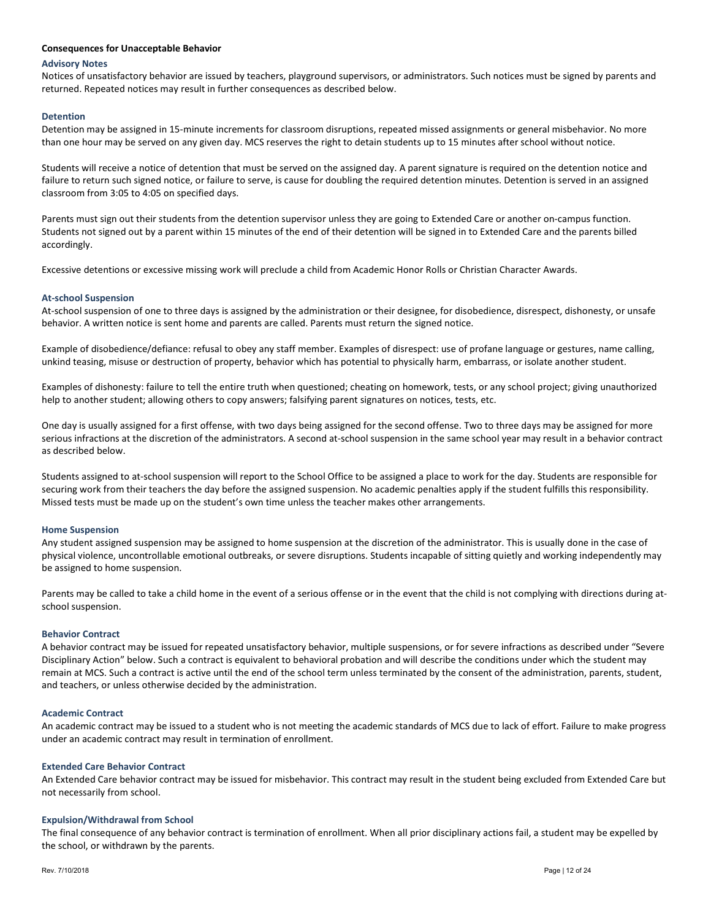## Consequences for Unacceptable Behavior

### Advisory Notes

Notices of unsatisfactory behavior are issued by teachers, playground supervisors, or administrators. Such notices must be signed by parents and returned. Repeated notices may result in further consequences as described below.

### Detention

Detention may be assigned in 15-minute increments for classroom disruptions, repeated missed assignments or general misbehavior. No more than one hour may be served on any given day. MCS reserves the right to detain students up to 15 minutes after school without notice.

Students will receive a notice of detention that must be served on the assigned day. A parent signature is required on the detention notice and failure to return such signed notice, or failure to serve, is cause for doubling the required detention minutes. Detention is served in an assigned classroom from 3:05 to 4:05 on specified days.

Parents must sign out their students from the detention supervisor unless they are going to Extended Care or another on-campus function. Students not signed out by a parent within 15 minutes of the end of their detention will be signed in to Extended Care and the parents billed accordingly.

Excessive detentions or excessive missing work will preclude a child from Academic Honor Rolls or Christian Character Awards.

### At-school Suspension

At-school suspension of one to three days is assigned by the administration or their designee, for disobedience, disrespect, dishonesty, or unsafe behavior. A written notice is sent home and parents are called. Parents must return the signed notice.

Example of disobedience/defiance: refusal to obey any staff member. Examples of disrespect: use of profane language or gestures, name calling, unkind teasing, misuse or destruction of property, behavior which has potential to physically harm, embarrass, or isolate another student.

Examples of dishonesty: failure to tell the entire truth when questioned; cheating on homework, tests, or any school project; giving unauthorized help to another student; allowing others to copy answers; falsifying parent signatures on notices, tests, etc.

One day is usually assigned for a first offense, with two days being assigned for the second offense. Two to three days may be assigned for more serious infractions at the discretion of the administrators. A second at-school suspension in the same school year may result in a behavior contract as described below.

Students assigned to at-school suspension will report to the School Office to be assigned a place to work for the day. Students are responsible for securing work from their teachers the day before the assigned suspension. No academic penalties apply if the student fulfills this responsibility. Missed tests must be made up on the student's own time unless the teacher makes other arrangements.

### Home Suspension

Any student assigned suspension may be assigned to home suspension at the discretion of the administrator. This is usually done in the case of physical violence, uncontrollable emotional outbreaks, or severe disruptions. Students incapable of sitting quietly and working independently may be assigned to home suspension.

Parents may be called to take a child home in the event of a serious offense or in the event that the child is not complying with directions during at-school suspension.

### Behavior Contract

A behavior contract may be issued for repeated unsatisfactory behavior, multiple suspensions, or for severe infractions as described under "Severe Disciplinary Action" below. Such a contract is equivalent to behavioral probation and will describe the conditions under which the student may remain at MCS. Such a contract is active until the end of the school term unless terminated by the consent of the administration, parents, student, and teachers, or unless otherwise decided by the administration.

### Academic Contract

An academic contract may be issued to a student who is not meeting the academic standards of MCS due to lack of effort. Failure to make progress under an academic contract may result in termination of enrollment.

### Extended Care Behavior Contract

An Extended Care behavior contract may be issued for misbehavior. This contract may result in the student being excluded from Extended Care but not necessarily from school.

### Expulsion/Withdrawal from School

The final consequence of any behavior contract is termination of enrollment. When all prior disciplinary actions fail, a student may be expelled by the school, or withdrawn by the parents.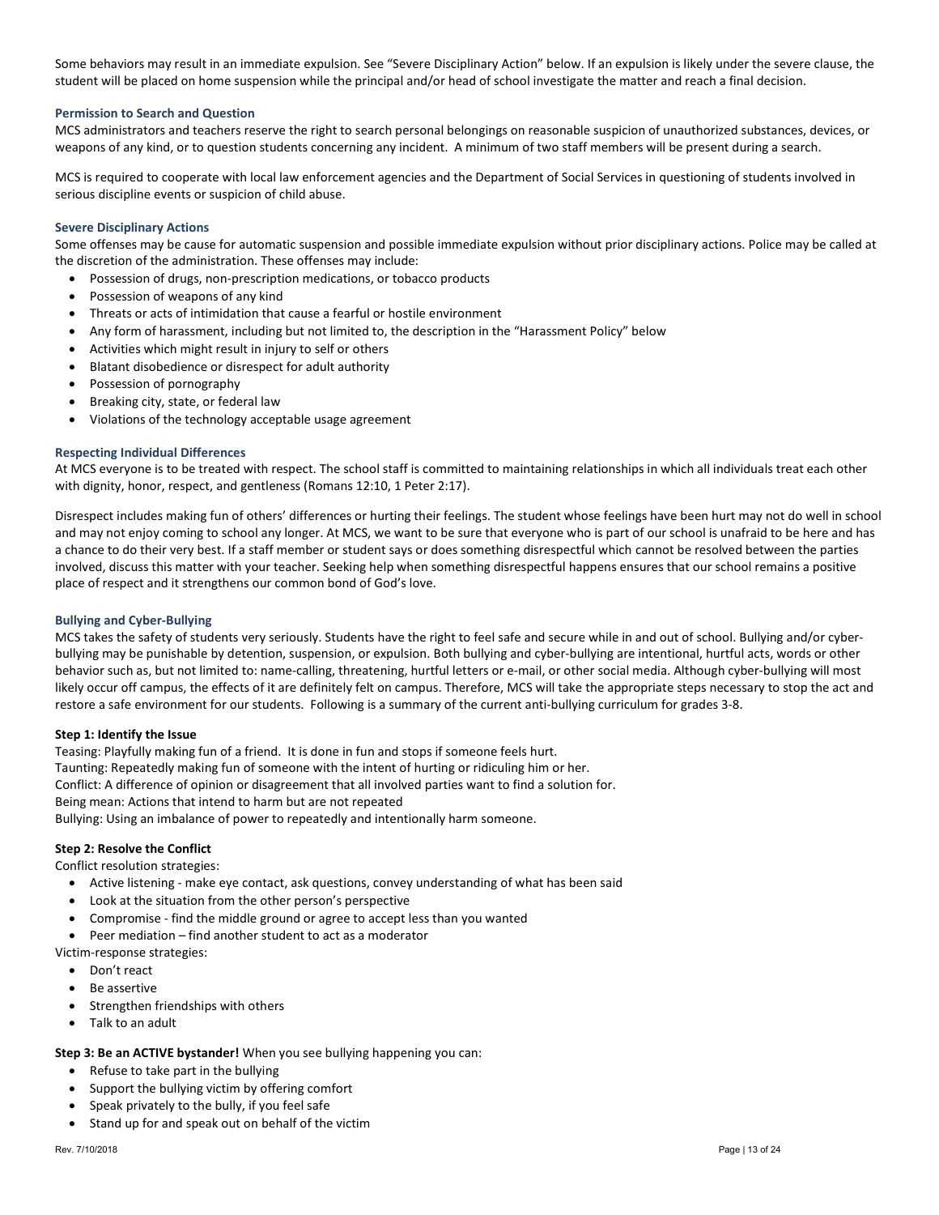Some behaviors may result in an immediate expulsion. See "Severe Disciplinary Action" below. If an expulsion is likely under the severe clause, the student will be placed on home suspension while the principal and/or head of school investigate the matter and reach a final decision.

### Permission to Search and Question

MCS administrators and teachers reserve the right to search personal belongings on reasonable suspicion of unauthorized substances, devices, or weapons of any kind, or to question students concerning any incident. A minimum of two staff members will be present during a search.

MCS is required to cooperate with local law enforcement agencies and the Department of Social Services in questioning of students involved in serious discipline events or suspicion of child abuse.

### Severe Disciplinary Actions

Some offenses may be cause for automatic suspension and possible immediate expulsion without prior disciplinary actions. Police may be called at the discretion of the administration. These offenses may include:

- Possession of drugs, non-prescription medications, or tobacco products
- Possession of weapons of any kind
- Threats or acts of intimidation that cause a fearful or hostile environment
- Any form of harassment, including but not limited to, the description in the "Harassment Policy" below
- Activities which might result in injury to self or others
- Blatant disobedience or disrespect for adult authority
- Possession of pornography
- Breaking city, state, or federal law
- Violations of the technology acceptable usage agreement

### Respecting Individual Differences

At MCS everyone is to be treated with respect. The school staff is committed to maintaining relationships in which all individuals treat each other with dignity, honor, respect, and gentleness (Romans 12:10, 1 Peter 2:17).

Disrespect includes making fun of others' differences or hurting their feelings. The student whose feelings have been hurt may not do well in school and may not enjoy coming to school any longer. At MCS, we want to be sure that everyone who is part of our school is unafraid to be here and has a chance to do their very best. If a staff member or student says or does something disrespectful which cannot be resolved between the parties involved, discuss this matter with your teacher. Seeking help when something disrespectful happens ensures that our school remains a positive place of respect and it strengthens our common bond of God's love.

### Bullying and Cyber-Bullying

MCS takes the safety of students very seriously. Students have the right to feel safe and secure while in and out of school. Bullying and/or cyber-bullying may be punishable by detention, suspension, or expulsion. Both bullying and cyber-bullying are intentional, hurtful acts, words or other behavior such as, but not limited to: name-calling, threatening, hurtful letters or e-mail, or other social media. Although cyber-bullying will most likely occur off campus, the effects of it are definitely felt on campus. Therefore, MCS will take the appropriate steps necessary to stop the act and restore a safe environment for our students. Following is a summary of the current anti-bullying curriculum for grades 3-8.

**Step 1: Identify the Issue**

Teasing: Playfully making fun of a friend. It is done in fun and stops if someone feels hurt.
Taunting: Repeatedly making fun of someone with the intent of hurting or ridiculing him or her.
Conflict: A difference of opinion or disagreement that all involved parties want to find a solution for.
Being mean: Actions that intend to harm but are not repeated
Bullying: Using an imbalance of power to repeatedly and intentionally harm someone.

**Step 2: Resolve the Conflict**

Conflict resolution strategies:

- Active listening - make eye contact, ask questions, convey understanding of what has been said
- Look at the situation from the other person's perspective
- Compromise - find the middle ground or agree to accept less than you wanted
- Peer mediation – find another student to act as a moderator

Victim-response strategies:

- Don't react
- Be assertive
- Strengthen friendships with others
- Talk to an adult

**Step 3: Be an ACTIVE bystander!** When you see bullying happening you can:

- Refuse to take part in the bullying
- Support the bullying victim by offering comfort
- Speak privately to the bully, if you feel safe
- Stand up for and speak out on behalf of the victim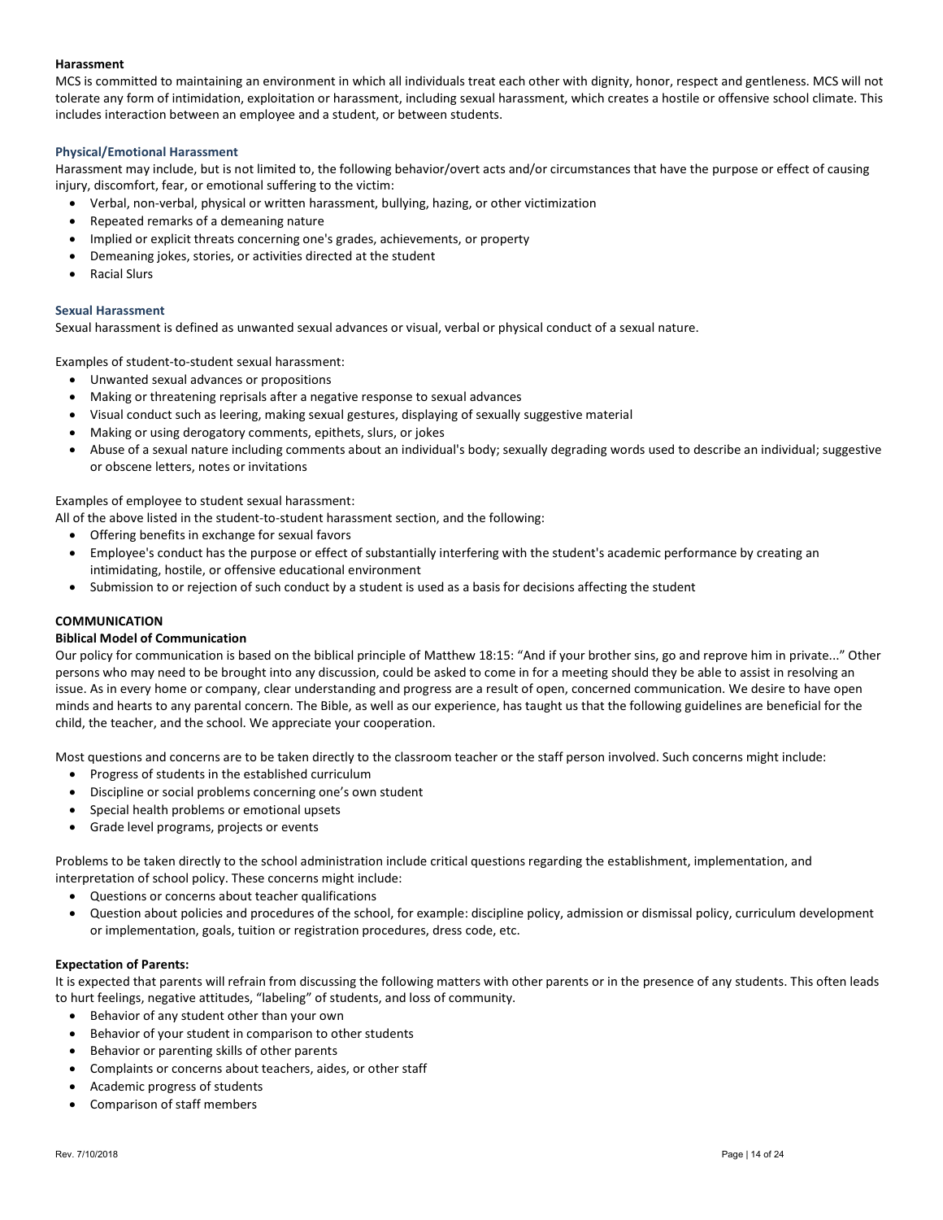## Harassment

MCS is committed to maintaining an environment in which all individuals treat each other with dignity, honor, respect and gentleness. MCS will not tolerate any form of intimidation, exploitation or harassment, including sexual harassment, which creates a hostile or offensive school climate. This includes interaction between an employee and a student, or between students.

### Physical/Emotional Harassment

Harassment may include, but is not limited to, the following behavior/overt acts and/or circumstances that have the purpose or effect of causing injury, discomfort, fear, or emotional suffering to the victim:

- Verbal, non-verbal, physical or written harassment, bullying, hazing, or other victimization
- Repeated remarks of a demeaning nature
- Implied or explicit threats concerning one's grades, achievements, or property
- Demeaning jokes, stories, or activities directed at the student
- Racial Slurs

### Sexual Harassment

Sexual harassment is defined as unwanted sexual advances or visual, verbal or physical conduct of a sexual nature.

Examples of student-to-student sexual harassment:

- Unwanted sexual advances or propositions
- Making or threatening reprisals after a negative response to sexual advances
- Visual conduct such as leering, making sexual gestures, displaying of sexually suggestive material
- Making or using derogatory comments, epithets, slurs, or jokes
- Abuse of a sexual nature including comments about an individual's body; sexually degrading words used to describe an individual; suggestive or obscene letters, notes or invitations

Examples of employee to student sexual harassment:
All of the above listed in the student-to-student harassment section, and the following:

- Offering benefits in exchange for sexual favors
- Employee's conduct has the purpose or effect of substantially interfering with the student's academic performance by creating an intimidating, hostile, or offensive educational environment
- Submission to or rejection of such conduct by a student is used as a basis for decisions affecting the student

## COMMUNICATION

### Biblical Model of Communication

Our policy for communication is based on the biblical principle of Matthew 18:15: "And if your brother sins, go and reprove him in private..." Other persons who may need to be brought into any discussion, could be asked to come in for a meeting should they be able to assist in resolving an issue. As in every home or company, clear understanding and progress are a result of open, concerned communication. We desire to have open minds and hearts to any parental concern. The Bible, as well as our experience, has taught us that the following guidelines are beneficial for the child, the teacher, and the school. We appreciate your cooperation.

Most questions and concerns are to be taken directly to the classroom teacher or the staff person involved. Such concerns might include:

- Progress of students in the established curriculum
- Discipline or social problems concerning one's own student
- Special health problems or emotional upsets
- Grade level programs, projects or events

Problems to be taken directly to the school administration include critical questions regarding the establishment, implementation, and interpretation of school policy. These concerns might include:

- Questions or concerns about teacher qualifications
- Question about policies and procedures of the school, for example: discipline policy, admission or dismissal policy, curriculum development or implementation, goals, tuition or registration procedures, dress code, etc.

### Expectation of Parents:

It is expected that parents will refrain from discussing the following matters with other parents or in the presence of any students. This often leads to hurt feelings, negative attitudes, "labeling" of students, and loss of community.

- Behavior of any student other than your own
- Behavior of your student in comparison to other students
- Behavior or parenting skills of other parents
- Complaints or concerns about teachers, aides, or other staff
- Academic progress of students
- Comparison of staff members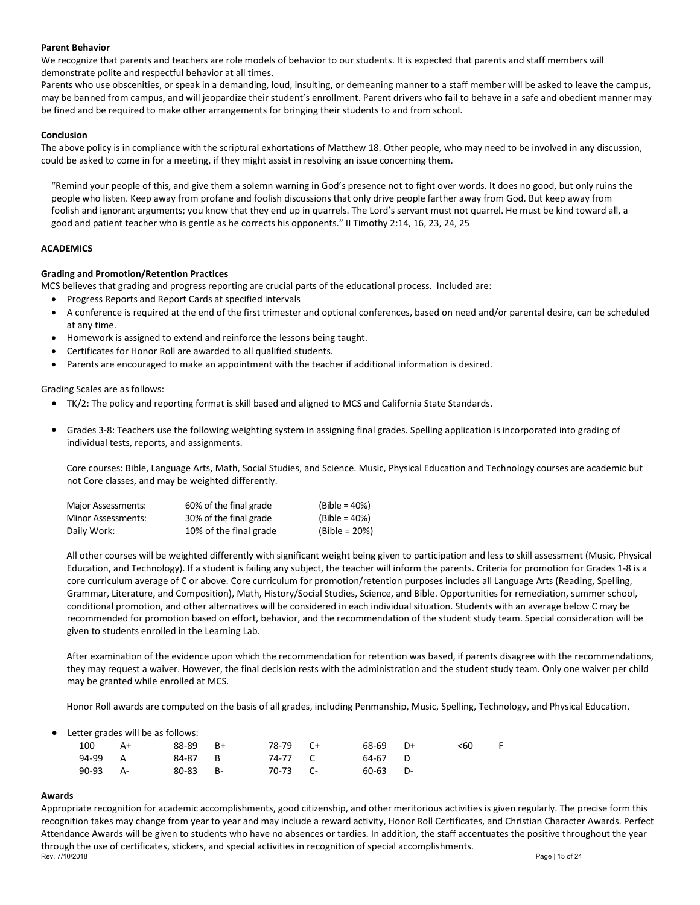**Parent Behavior**

We recognize that parents and teachers are role models of behavior to our students. It is expected that parents and staff members will demonstrate polite and respectful behavior at all times.

Parents who use obscenities, or speak in a demanding, loud, insulting, or demeaning manner to a staff member will be asked to leave the campus, may be banned from campus, and will jeopardize their student's enrollment. Parent drivers who fail to behave in a safe and obedient manner may be fined and be required to make other arrangements for bringing their students to and from school.

**Conclusion**

The above policy is in compliance with the scriptural exhortations of Matthew 18. Other people, who may need to be involved in any discussion, could be asked to come in for a meeting, if they might assist in resolving an issue concerning them.

> "Remind your people of this, and give them a solemn warning in God's presence not to fight over words. It does no good, but only ruins the people who listen. Keep away from profane and foolish discussions that only drive people farther away from God. But keep away from foolish and ignorant arguments; you know that they end up in quarrels. The Lord's servant must not quarrel. He must be kind toward all, a good and patient teacher who is gentle as he corrects his opponents." II Timothy 2:14, 16, 23, 24, 25

**ACADEMICS**

**Grading and Promotion/Retention Practices**

MCS believes that grading and progress reporting are crucial parts of the educational process. Included are:

- Progress Reports and Report Cards at specified intervals
- A conference is required at the end of the first trimester and optional conferences, based on need and/or parental desire, can be scheduled at any time.
- Homework is assigned to extend and reinforce the lessons being taught.
- Certificates for Honor Roll are awarded to all qualified students.
- Parents are encouraged to make an appointment with the teacher if additional information is desired.

Grading Scales are as follows:

- TK/2: The policy and reporting format is skill based and aligned to MCS and California State Standards.
- Grades 3-8: Teachers use the following weighting system in assigning final grades. Spelling application is incorporated into grading of individual tests, reports, and assignments.

  Core courses: Bible, Language Arts, Math, Social Studies, and Science. Music, Physical Education and Technology courses are academic but not Core classes, and may be weighted differently.

  | | | |
  |---|---|---|
  | Major Assessments: | 60% of the final grade | (Bible = 40%) |
  | Minor Assessments: | 30% of the final grade | (Bible = 40%) |
  | Daily Work: | 10% of the final grade | (Bible = 20%) |

  All other courses will be weighted differently with significant weight being given to participation and less to skill assessment (Music, Physical Education, and Technology). If a student is failing any subject, the teacher will inform the parents. Criteria for promotion for Grades 1-8 is a core curriculum average of C or above. Core curriculum for promotion/retention purposes includes all Language Arts (Reading, Spelling, Grammar, Literature, and Composition), Math, History/Social Studies, Science, and Bible. Opportunities for remediation, summer school, conditional promotion, and other alternatives will be considered in each individual situation. Students with an average below C may be recommended for promotion based on effort, behavior, and the recommendation of the student study team. Special consideration will be given to students enrolled in the Learning Lab.

  After examination of the evidence upon which the recommendation for retention was based, if parents disagree with the recommendations, they may request a waiver. However, the final decision rests with the administration and the student study team. Only one waiver per child may be granted while enrolled at MCS.

  Honor Roll awards are computed on the basis of all grades, including Penmanship, Music, Spelling, Technology, and Physical Education.

- Letter grades will be as follows:

  | | | | | | | | | | |
  |---|---|---|---|---|---|---|---|---|---|
  | 100 | A+ | 88-89 | B+ | 78-79 | C+ | 68-69 | D+ | <60 | F |
  | 94-99 | A | 84-87 | B | 74-77 | C | 64-67 | D | | |
  | 90-93 | A- | 80-83 | B- | 70-73 | C- | 60-63 | D- | | |

**Awards**

Appropriate recognition for academic accomplishments, good citizenship, and other meritorious activities is given regularly. The precise form this recognition takes may change from year to year and may include a reward activity, Honor Roll Certificates, and Christian Character Awards. Perfect Attendance Awards will be given to students who have no absences or tardies. In addition, the staff accentuates the positive throughout the year through the use of certificates, stickers, and special activities in recognition of special accomplishments.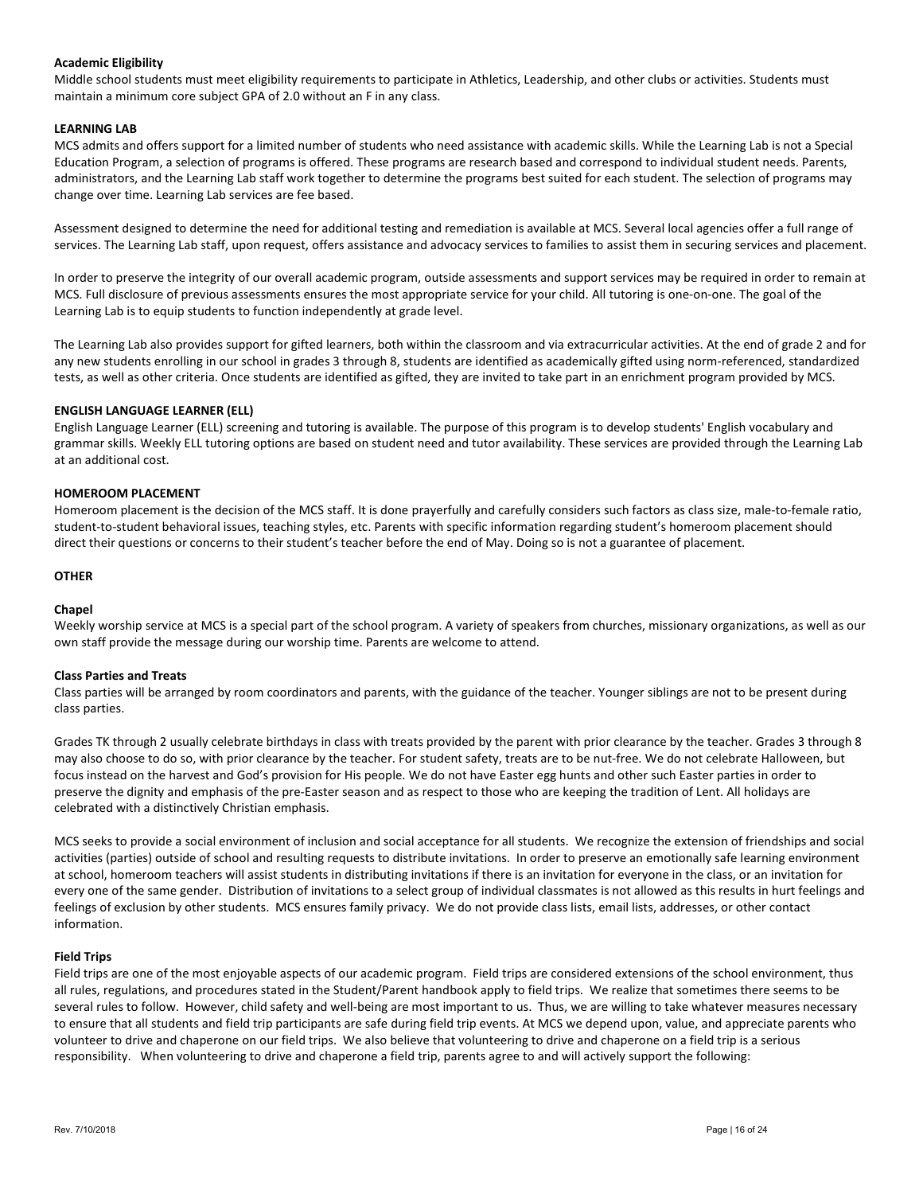**Academic Eligibility**

Middle school students must meet eligibility requirements to participate in Athletics, Leadership, and other clubs or activities. Students must maintain a minimum core subject GPA of 2.0 without an F in any class.

**LEARNING LAB**

MCS admits and offers support for a limited number of students who need assistance with academic skills. While the Learning Lab is not a Special Education Program, a selection of programs is offered. These programs are research based and correspond to individual student needs. Parents, administrators, and the Learning Lab staff work together to determine the programs best suited for each student. The selection of programs may change over time. Learning Lab services are fee based.

Assessment designed to determine the need for additional testing and remediation is available at MCS. Several local agencies offer a full range of services. The Learning Lab staff, upon request, offers assistance and advocacy services to families to assist them in securing services and placement.

In order to preserve the integrity of our overall academic program, outside assessments and support services may be required in order to remain at MCS. Full disclosure of previous assessments ensures the most appropriate service for your child. All tutoring is one-on-one. The goal of the Learning Lab is to equip students to function independently at grade level.

The Learning Lab also provides support for gifted learners, both within the classroom and via extracurricular activities. At the end of grade 2 and for any new students enrolling in our school in grades 3 through 8, students are identified as academically gifted using norm-referenced, standardized tests, as well as other criteria. Once students are identified as gifted, they are invited to take part in an enrichment program provided by MCS.

**ENGLISH LANGUAGE LEARNER (ELL)**

English Language Learner (ELL) screening and tutoring is available. The purpose of this program is to develop students' English vocabulary and grammar skills. Weekly ELL tutoring options are based on student need and tutor availability. These services are provided through the Learning Lab at an additional cost.

**HOMEROOM PLACEMENT**

Homeroom placement is the decision of the MCS staff. It is done prayerfully and carefully considers such factors as class size, male-to-female ratio, student-to-student behavioral issues, teaching styles, etc. Parents with specific information regarding student's homeroom placement should direct their questions or concerns to their student's teacher before the end of May. Doing so is not a guarantee of placement.

**OTHER**

**Chapel**

Weekly worship service at MCS is a special part of the school program. A variety of speakers from churches, missionary organizations, as well as our own staff provide the message during our worship time. Parents are welcome to attend.

**Class Parties and Treats**

Class parties will be arranged by room coordinators and parents, with the guidance of the teacher. Younger siblings are not to be present during class parties.

Grades TK through 2 usually celebrate birthdays in class with treats provided by the parent with prior clearance by the teacher. Grades 3 through 8 may also choose to do so, with prior clearance by the teacher. For student safety, treats are to be nut-free. We do not celebrate Halloween, but focus instead on the harvest and God's provision for His people. We do not have Easter egg hunts and other such Easter parties in order to preserve the dignity and emphasis of the pre-Easter season and as respect to those who are keeping the tradition of Lent. All holidays are celebrated with a distinctively Christian emphasis.

MCS seeks to provide a social environment of inclusion and social acceptance for all students. We recognize the extension of friendships and social activities (parties) outside of school and resulting requests to distribute invitations. In order to preserve an emotionally safe learning environment at school, homeroom teachers will assist students in distributing invitations if there is an invitation for everyone in the class, or an invitation for every one of the same gender. Distribution of invitations to a select group of individual classmates is not allowed as this results in hurt feelings and feelings of exclusion by other students. MCS ensures family privacy. We do not provide class lists, email lists, addresses, or other contact information.

**Field Trips**

Field trips are one of the most enjoyable aspects of our academic program. Field trips are considered extensions of the school environment, thus all rules, regulations, and procedures stated in the Student/Parent handbook apply to field trips. We realize that sometimes there seems to be several rules to follow. However, child safety and well-being are most important to us. Thus, we are willing to take whatever measures necessary to ensure that all students and field trip participants are safe during field trip events. At MCS we depend upon, value, and appreciate parents who volunteer to drive and chaperone on our field trips. We also believe that volunteering to drive and chaperone on a field trip is a serious responsibility. When volunteering to drive and chaperone a field trip, parents agree to and will actively support the following: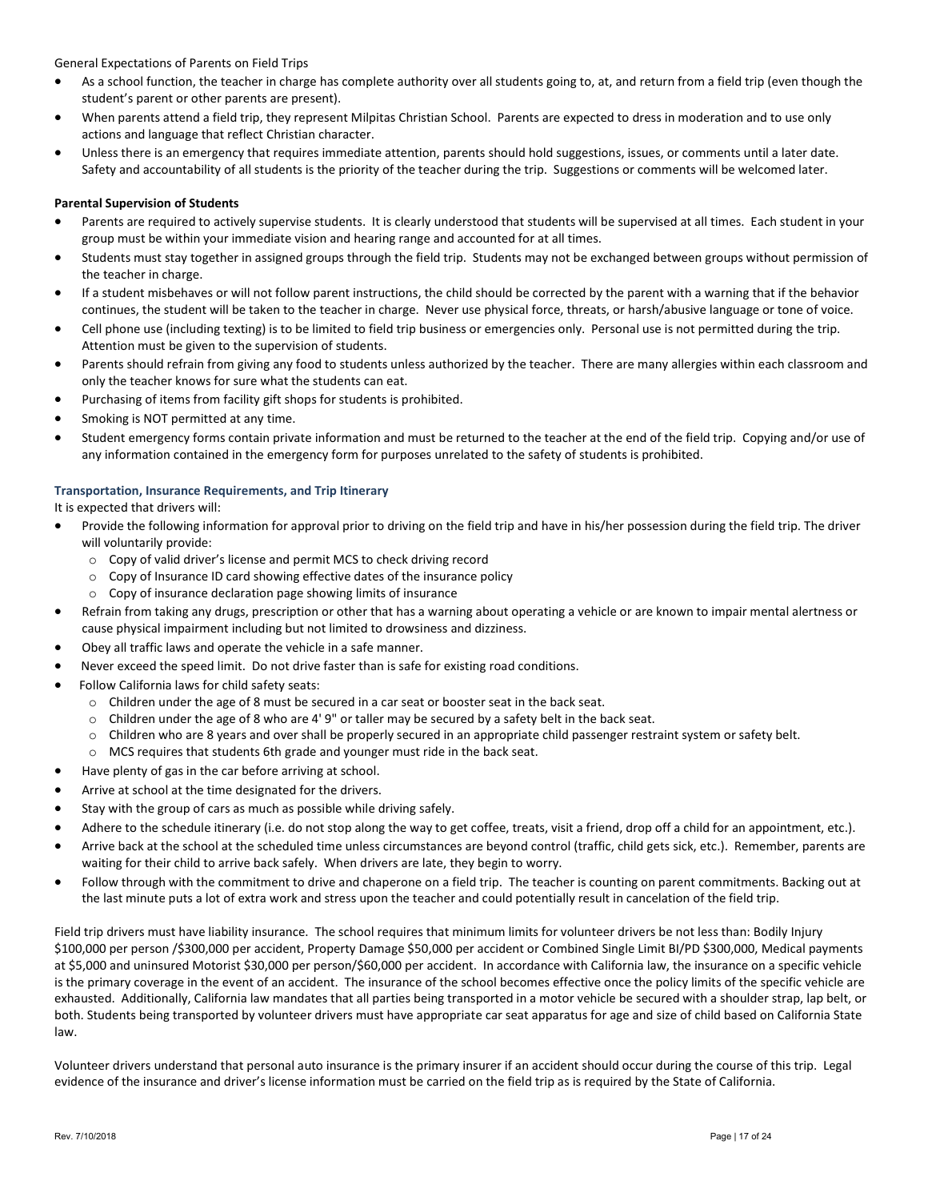General Expectations of Parents on Field Trips

- As a school function, the teacher in charge has complete authority over all students going to, at, and return from a field trip (even though the student's parent or other parents are present).
- When parents attend a field trip, they represent Milpitas Christian School. Parents are expected to dress in moderation and to use only actions and language that reflect Christian character.
- Unless there is an emergency that requires immediate attention, parents should hold suggestions, issues, or comments until a later date. Safety and accountability of all students is the priority of the teacher during the trip. Suggestions or comments will be welcomed later.

**Parental Supervision of Students**

- Parents are required to actively supervise students. It is clearly understood that students will be supervised at all times. Each student in your group must be within your immediate vision and hearing range and accounted for at all times.
- Students must stay together in assigned groups through the field trip. Students may not be exchanged between groups without permission of the teacher in charge.
- If a student misbehaves or will not follow parent instructions, the child should be corrected by the parent with a warning that if the behavior continues, the student will be taken to the teacher in charge. Never use physical force, threats, or harsh/abusive language or tone of voice.
- Cell phone use (including texting) is to be limited to field trip business or emergencies only. Personal use is not permitted during the trip. Attention must be given to the supervision of students.
- Parents should refrain from giving any food to students unless authorized by the teacher. There are many allergies within each classroom and only the teacher knows for sure what the students can eat.
- Purchasing of items from facility gift shops for students is prohibited.
- Smoking is NOT permitted at any time.
- Student emergency forms contain private information and must be returned to the teacher at the end of the field trip. Copying and/or use of any information contained in the emergency form for purposes unrelated to the safety of students is prohibited.

**Transportation, Insurance Requirements, and Trip Itinerary**

It is expected that drivers will:

- Provide the following information for approval prior to driving on the field trip and have in his/her possession during the field trip. The driver will voluntarily provide:
  - Copy of valid driver's license and permit MCS to check driving record
  - Copy of Insurance ID card showing effective dates of the insurance policy
  - Copy of insurance declaration page showing limits of insurance
- Refrain from taking any drugs, prescription or other that has a warning about operating a vehicle or are known to impair mental alertness or cause physical impairment including but not limited to drowsiness and dizziness.
- Obey all traffic laws and operate the vehicle in a safe manner.
- Never exceed the speed limit. Do not drive faster than is safe for existing road conditions.
- Follow California laws for child safety seats:
  - Children under the age of 8 must be secured in a car seat or booster seat in the back seat.
  - Children under the age of 8 who are 4' 9" or taller may be secured by a safety belt in the back seat.
  - Children who are 8 years and over shall be properly secured in an appropriate child passenger restraint system or safety belt.
  - MCS requires that students 6th grade and younger must ride in the back seat.
- Have plenty of gas in the car before arriving at school.
- Arrive at school at the time designated for the drivers.
- Stay with the group of cars as much as possible while driving safely.
- Adhere to the schedule itinerary (i.e. do not stop along the way to get coffee, treats, visit a friend, drop off a child for an appointment, etc.).
- Arrive back at the school at the scheduled time unless circumstances are beyond control (traffic, child gets sick, etc.). Remember, parents are waiting for their child to arrive back safely. When drivers are late, they begin to worry.
- Follow through with the commitment to drive and chaperone on a field trip. The teacher is counting on parent commitments. Backing out at the last minute puts a lot of extra work and stress upon the teacher and could potentially result in cancelation of the field trip.

Field trip drivers must have liability insurance. The school requires that minimum limits for volunteer drivers be not less than: Bodily Injury $100,000 per person /$300,000 per accident, Property Damage $50,000 per accident or Combined Single Limit BI/PD $300,000, Medical payments at $5,000 and uninsured Motorist $30,000 per person/$60,000 per accident. In accordance with California law, the insurance on a specific vehicle is the primary coverage in the event of an accident. The insurance of the school becomes effective once the policy limits of the specific vehicle are exhausted. Additionally, California law mandates that all parties being transported in a motor vehicle be secured with a shoulder strap, lap belt, or both. Students being transported by volunteer drivers must have appropriate car seat apparatus for age and size of child based on California State law.

Volunteer drivers understand that personal auto insurance is the primary insurer if an accident should occur during the course of this trip. Legal evidence of the insurance and driver's license information must be carried on the field trip as is required by the State of California.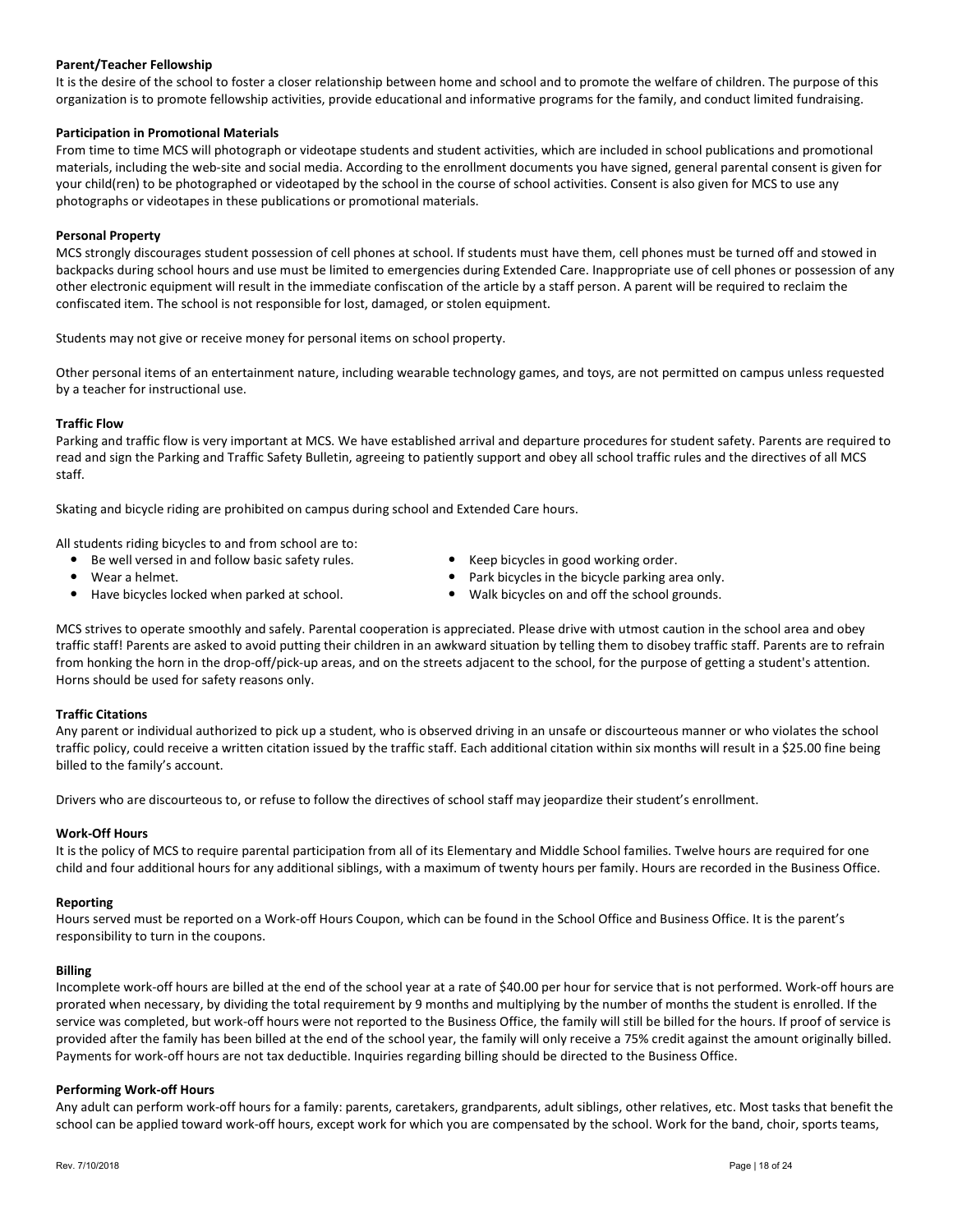**Parent/Teacher Fellowship**

It is the desire of the school to foster a closer relationship between home and school and to promote the welfare of children. The purpose of this organization is to promote fellowship activities, provide educational and informative programs for the family, and conduct limited fundraising.

**Participation in Promotional Materials**

From time to time MCS will photograph or videotape students and student activities, which are included in school publications and promotional materials, including the web-site and social media. According to the enrollment documents you have signed, general parental consent is given for your child(ren) to be photographed or videotaped by the school in the course of school activities. Consent is also given for MCS to use any photographs or videotapes in these publications or promotional materials.

**Personal Property**

MCS strongly discourages student possession of cell phones at school. If students must have them, cell phones must be turned off and stowed in backpacks during school hours and use must be limited to emergencies during Extended Care. Inappropriate use of cell phones or possession of any other electronic equipment will result in the immediate confiscation of the article by a staff person. A parent will be required to reclaim the confiscated item. The school is not responsible for lost, damaged, or stolen equipment.

Students may not give or receive money for personal items on school property.

Other personal items of an entertainment nature, including wearable technology games, and toys, are not permitted on campus unless requested by a teacher for instructional use.

**Traffic Flow**

Parking and traffic flow is very important at MCS. We have established arrival and departure procedures for student safety. Parents are required to read and sign the Parking and Traffic Safety Bulletin, agreeing to patiently support and obey all school traffic rules and the directives of all MCS staff.

Skating and bicycle riding are prohibited on campus during school and Extended Care hours.

All students riding bicycles to and from school are to:

- Be well versed in and follow basic safety rules.
- Wear a helmet.
- Have bicycles locked when parked at school.
- Keep bicycles in good working order.
- Park bicycles in the bicycle parking area only.
- Walk bicycles on and off the school grounds.

MCS strives to operate smoothly and safely. Parental cooperation is appreciated. Please drive with utmost caution in the school area and obey traffic staff! Parents are asked to avoid putting their children in an awkward situation by telling them to disobey traffic staff. Parents are to refrain from honking the horn in the drop-off/pick-up areas, and on the streets adjacent to the school, for the purpose of getting a student's attention. Horns should be used for safety reasons only.

**Traffic Citations**

Any parent or individual authorized to pick up a student, who is observed driving in an unsafe or discourteous manner or who violates the school traffic policy, could receive a written citation issued by the traffic staff. Each additional citation within six months will result in a $25.00 fine being billed to the family's account.

Drivers who are discourteous to, or refuse to follow the directives of school staff may jeopardize their student's enrollment.

**Work-Off Hours**

It is the policy of MCS to require parental participation from all of its Elementary and Middle School families. Twelve hours are required for one child and four additional hours for any additional siblings, with a maximum of twenty hours per family. Hours are recorded in the Business Office.

**Reporting**

Hours served must be reported on a Work-off Hours Coupon, which can be found in the School Office and Business Office. It is the parent's responsibility to turn in the coupons.

**Billing**

Incomplete work-off hours are billed at the end of the school year at a rate of $40.00 per hour for service that is not performed. Work-off hours are prorated when necessary, by dividing the total requirement by 9 months and multiplying by the number of months the student is enrolled. If the service was completed, but work-off hours were not reported to the Business Office, the family will still be billed for the hours. If proof of service is provided after the family has been billed at the end of the school year, the family will only receive a 75% credit against the amount originally billed. Payments for work-off hours are not tax deductible. Inquiries regarding billing should be directed to the Business Office.

**Performing Work-off Hours**

Any adult can perform work-off hours for a family: parents, caretakers, grandparents, adult siblings, other relatives, etc. Most tasks that benefit the school can be applied toward work-off hours, except work for which you are compensated by the school. Work for the band, choir, sports teams,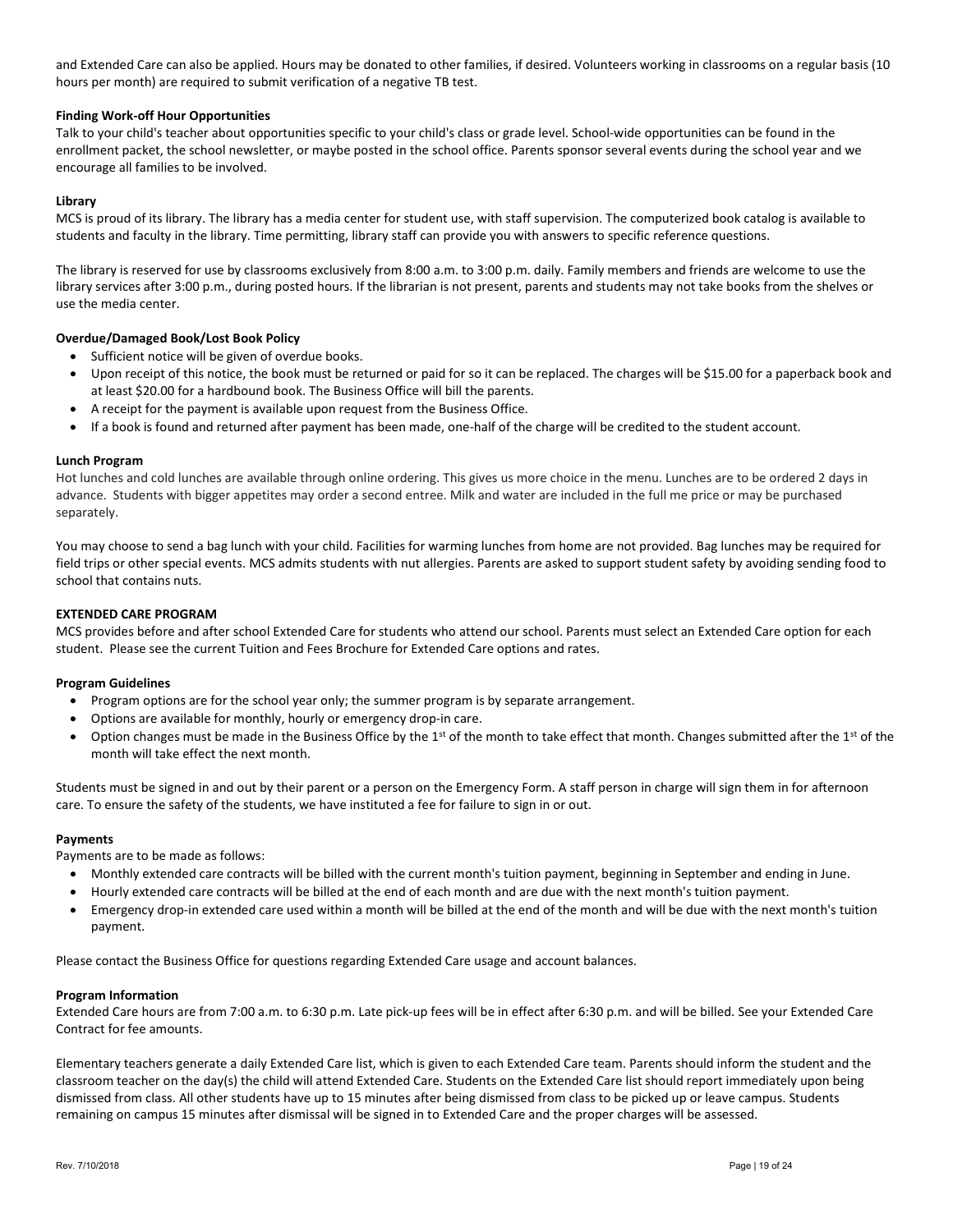and Extended Care can also be applied. Hours may be donated to other families, if desired. Volunteers working in classrooms on a regular basis (10 hours per month) are required to submit verification of a negative TB test.

**Finding Work-off Hour Opportunities**

Talk to your child's teacher about opportunities specific to your child's class or grade level. School-wide opportunities can be found in the enrollment packet, the school newsletter, or maybe posted in the school office. Parents sponsor several events during the school year and we encourage all families to be involved.

**Library**

MCS is proud of its library. The library has a media center for student use, with staff supervision. The computerized book catalog is available to students and faculty in the library. Time permitting, library staff can provide you with answers to specific reference questions.

The library is reserved for use by classrooms exclusively from 8:00 a.m. to 3:00 p.m. daily. Family members and friends are welcome to use the library services after 3:00 p.m., during posted hours. If the librarian is not present, parents and students may not take books from the shelves or use the media center.

**Overdue/Damaged Book/Lost Book Policy**

- Sufficient notice will be given of overdue books.
- Upon receipt of this notice, the book must be returned or paid for so it can be replaced. The charges will be $15.00 for a paperback book and at least $20.00 for a hardbound book. The Business Office will bill the parents.
- A receipt for the payment is available upon request from the Business Office.
- If a book is found and returned after payment has been made, one-half of the charge will be credited to the student account.

**Lunch Program**

Hot lunches and cold lunches are available through online ordering. This gives us more choice in the menu. Lunches are to be ordered 2 days in advance. Students with bigger appetites may order a second entree. Milk and water are included in the full me price or may be purchased separately.

You may choose to send a bag lunch with your child. Facilities for warming lunches from home are not provided. Bag lunches may be required for field trips or other special events. MCS admits students with nut allergies. Parents are asked to support student safety by avoiding sending food to school that contains nuts.

**EXTENDED CARE PROGRAM**

MCS provides before and after school Extended Care for students who attend our school. Parents must select an Extended Care option for each student. Please see the current Tuition and Fees Brochure for Extended Care options and rates.

**Program Guidelines**

- Program options are for the school year only; the summer program is by separate arrangement.
- Options are available for monthly, hourly or emergency drop-in care.
- Option changes must be made in the Business Office by the 1st of the month to take effect that month. Changes submitted after the 1st of the month will take effect the next month.

Students must be signed in and out by their parent or a person on the Emergency Form. A staff person in charge will sign them in for afternoon care. To ensure the safety of the students, we have instituted a fee for failure to sign in or out.

**Payments**

Payments are to be made as follows:

- Monthly extended care contracts will be billed with the current month's tuition payment, beginning in September and ending in June.
- Hourly extended care contracts will be billed at the end of each month and are due with the next month's tuition payment.
- Emergency drop-in extended care used within a month will be billed at the end of the month and will be due with the next month's tuition payment.

Please contact the Business Office for questions regarding Extended Care usage and account balances.

**Program Information**

Extended Care hours are from 7:00 a.m. to 6:30 p.m. Late pick-up fees will be in effect after 6:30 p.m. and will be billed. See your Extended Care Contract for fee amounts.

Elementary teachers generate a daily Extended Care list, which is given to each Extended Care team. Parents should inform the student and the classroom teacher on the day(s) the child will attend Extended Care. Students on the Extended Care list should report immediately upon being dismissed from class. All other students have up to 15 minutes after being dismissed from class to be picked up or leave campus. Students remaining on campus 15 minutes after dismissal will be signed in to Extended Care and the proper charges will be assessed.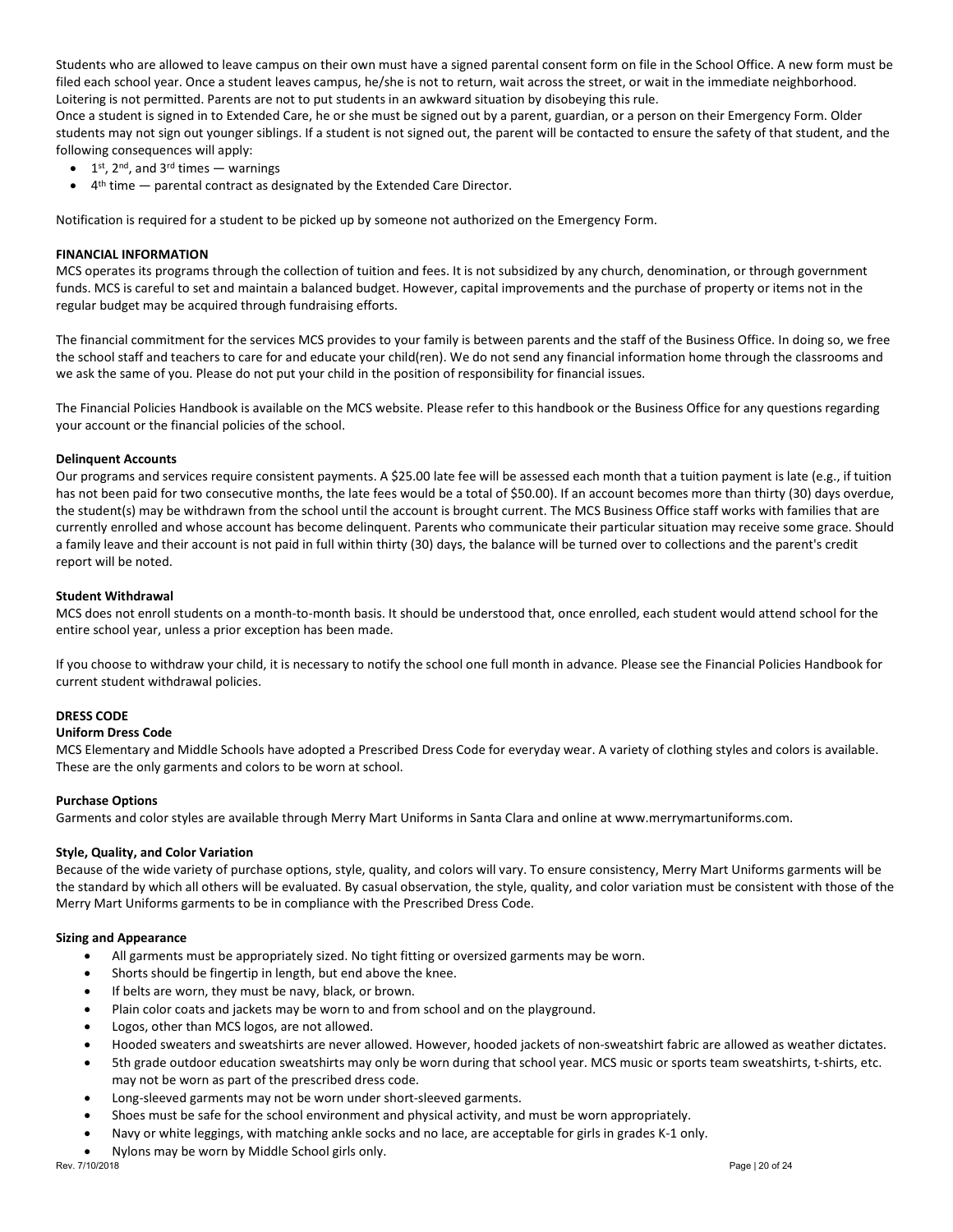Students who are allowed to leave campus on their own must have a signed parental consent form on file in the School Office. A new form must be filed each school year. Once a student leaves campus, he/she is not to return, wait across the street, or wait in the immediate neighborhood. Loitering is not permitted. Parents are not to put students in an awkward situation by disobeying this rule.

Once a student is signed in to Extended Care, he or she must be signed out by a parent, guardian, or a person on their Emergency Form. Older students may not sign out younger siblings. If a student is not signed out, the parent will be contacted to ensure the safety of that student, and the following consequences will apply:

- 1st, 2nd, and 3rd times — warnings
- 4th time — parental contract as designated by the Extended Care Director.

Notification is required for a student to be picked up by someone not authorized on the Emergency Form.

## FINANCIAL INFORMATION

MCS operates its programs through the collection of tuition and fees. It is not subsidized by any church, denomination, or through government funds. MCS is careful to set and maintain a balanced budget. However, capital improvements and the purchase of property or items not in the regular budget may be acquired through fundraising efforts.

The financial commitment for the services MCS provides to your family is between parents and the staff of the Business Office. In doing so, we free the school staff and teachers to care for and educate your child(ren). We do not send any financial information home through the classrooms and we ask the same of you. Please do not put your child in the position of responsibility for financial issues.

The Financial Policies Handbook is available on the MCS website. Please refer to this handbook or the Business Office for any questions regarding your account or the financial policies of the school.

### Delinquent Accounts

Our programs and services require consistent payments. A $25.00 late fee will be assessed each month that a tuition payment is late (e.g., if tuition has not been paid for two consecutive months, the late fees would be a total of $50.00). If an account becomes more than thirty (30) days overdue, the student(s) may be withdrawn from the school until the account is brought current. The MCS Business Office staff works with families that are currently enrolled and whose account has become delinquent. Parents who communicate their particular situation may receive some grace. Should a family leave and their account is not paid in full within thirty (30) days, the balance will be turned over to collections and the parent's credit report will be noted.

### Student Withdrawal

MCS does not enroll students on a month-to-month basis. It should be understood that, once enrolled, each student would attend school for the entire school year, unless a prior exception has been made.

If you choose to withdraw your child, it is necessary to notify the school one full month in advance. Please see the Financial Policies Handbook for current student withdrawal policies.

## DRESS CODE

### Uniform Dress Code

MCS Elementary and Middle Schools have adopted a Prescribed Dress Code for everyday wear. A variety of clothing styles and colors is available. These are the only garments and colors to be worn at school.

### Purchase Options

Garments and color styles are available through Merry Mart Uniforms in Santa Clara and online at www.merrymartuniforms.com.

### Style, Quality, and Color Variation

Because of the wide variety of purchase options, style, quality, and colors will vary. To ensure consistency, Merry Mart Uniforms garments will be the standard by which all others will be evaluated. By casual observation, the style, quality, and color variation must be consistent with those of the Merry Mart Uniforms garments to be in compliance with the Prescribed Dress Code.

### Sizing and Appearance

- All garments must be appropriately sized. No tight fitting or oversized garments may be worn.
- Shorts should be fingertip in length, but end above the knee.
- If belts are worn, they must be navy, black, or brown.
- Plain color coats and jackets may be worn to and from school and on the playground.
- Logos, other than MCS logos, are not allowed.
- Hooded sweaters and sweatshirts are never allowed. However, hooded jackets of non-sweatshirt fabric are allowed as weather dictates.
- 5th grade outdoor education sweatshirts may only be worn during that school year. MCS music or sports team sweatshirts, t-shirts, etc. may not be worn as part of the prescribed dress code.
- Long-sleeved garments may not be worn under short-sleeved garments.
- Shoes must be safe for the school environment and physical activity, and must be worn appropriately.
- Navy or white leggings, with matching ankle socks and no lace, are acceptable for girls in grades K-1 only.
- Nylons may be worn by Middle School girls only.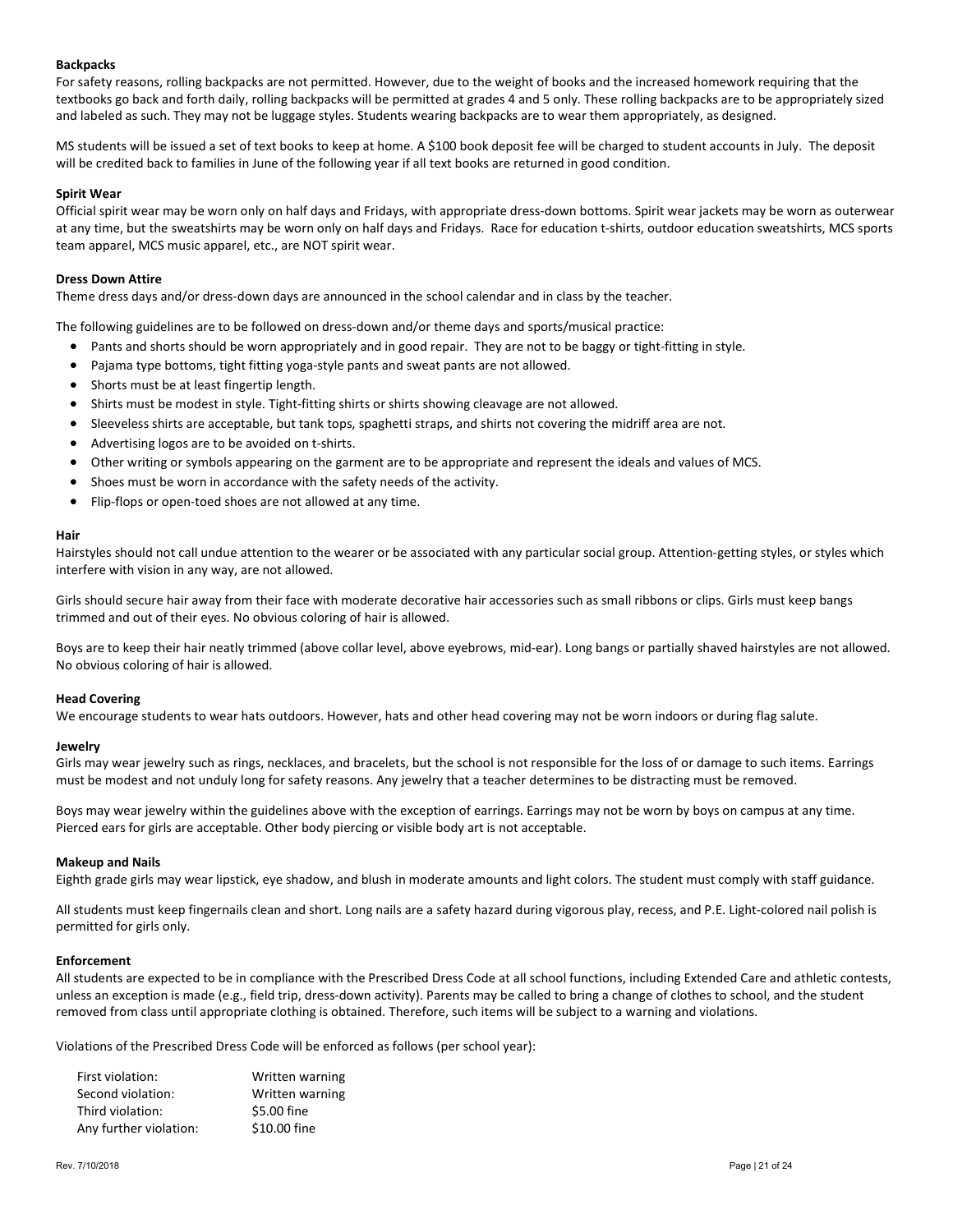**Backpacks**

For safety reasons, rolling backpacks are not permitted. However, due to the weight of books and the increased homework requiring that the textbooks go back and forth daily, rolling backpacks will be permitted at grades 4 and 5 only. These rolling backpacks are to be appropriately sized and labeled as such. They may not be luggage styles. Students wearing backpacks are to wear them appropriately, as designed.

MS students will be issued a set of text books to keep at home. A $100 book deposit fee will be charged to student accounts in July. The deposit will be credited back to families in June of the following year if all text books are returned in good condition.

**Spirit Wear**

Official spirit wear may be worn only on half days and Fridays, with appropriate dress-down bottoms. Spirit wear jackets may be worn as outerwear at any time, but the sweatshirts may be worn only on half days and Fridays. Race for education t-shirts, outdoor education sweatshirts, MCS sports team apparel, MCS music apparel, etc., are NOT spirit wear.

**Dress Down Attire**

Theme dress days and/or dress-down days are announced in the school calendar and in class by the teacher.

The following guidelines are to be followed on dress-down and/or theme days and sports/musical practice:

- Pants and shorts should be worn appropriately and in good repair. They are not to be baggy or tight-fitting in style.
- Pajama type bottoms, tight fitting yoga-style pants and sweat pants are not allowed.
- Shorts must be at least fingertip length.
- Shirts must be modest in style. Tight-fitting shirts or shirts showing cleavage are not allowed.
- Sleeveless shirts are acceptable, but tank tops, spaghetti straps, and shirts not covering the midriff area are not.
- Advertising logos are to be avoided on t-shirts.
- Other writing or symbols appearing on the garment are to be appropriate and represent the ideals and values of MCS.
- Shoes must be worn in accordance with the safety needs of the activity.
- Flip-flops or open-toed shoes are not allowed at any time.

**Hair**

Hairstyles should not call undue attention to the wearer or be associated with any particular social group. Attention-getting styles, or styles which interfere with vision in any way, are not allowed.

Girls should secure hair away from their face with moderate decorative hair accessories such as small ribbons or clips. Girls must keep bangs trimmed and out of their eyes. No obvious coloring of hair is allowed.

Boys are to keep their hair neatly trimmed (above collar level, above eyebrows, mid-ear). Long bangs or partially shaved hairstyles are not allowed. No obvious coloring of hair is allowed.

**Head Covering**

We encourage students to wear hats outdoors. However, hats and other head covering may not be worn indoors or during flag salute.

**Jewelry**

Girls may wear jewelry such as rings, necklaces, and bracelets, but the school is not responsible for the loss of or damage to such items. Earrings must be modest and not unduly long for safety reasons. Any jewelry that a teacher determines to be distracting must be removed.

Boys may wear jewelry within the guidelines above with the exception of earrings. Earrings may not be worn by boys on campus at any time. Pierced ears for girls are acceptable. Other body piercing or visible body art is not acceptable.

**Makeup and Nails**

Eighth grade girls may wear lipstick, eye shadow, and blush in moderate amounts and light colors. The student must comply with staff guidance.

All students must keep fingernails clean and short. Long nails are a safety hazard during vigorous play, recess, and P.E. Light-colored nail polish is permitted for girls only.

**Enforcement**

All students are expected to be in compliance with the Prescribed Dress Code at all school functions, including Extended Care and athletic contests, unless an exception is made (e.g., field trip, dress-down activity). Parents may be called to bring a change of clothes to school, and the student removed from class until appropriate clothing is obtained. Therefore, such items will be subject to a warning and violations.

Violations of the Prescribed Dress Code will be enforced as follows (per school year):

| | |
|---|---|
| First violation: | Written warning |
| Second violation: | Written warning |
| Third violation: | $5.00 fine |
| Any further violation: | $10.00 fine |

Rev. 7/10/2018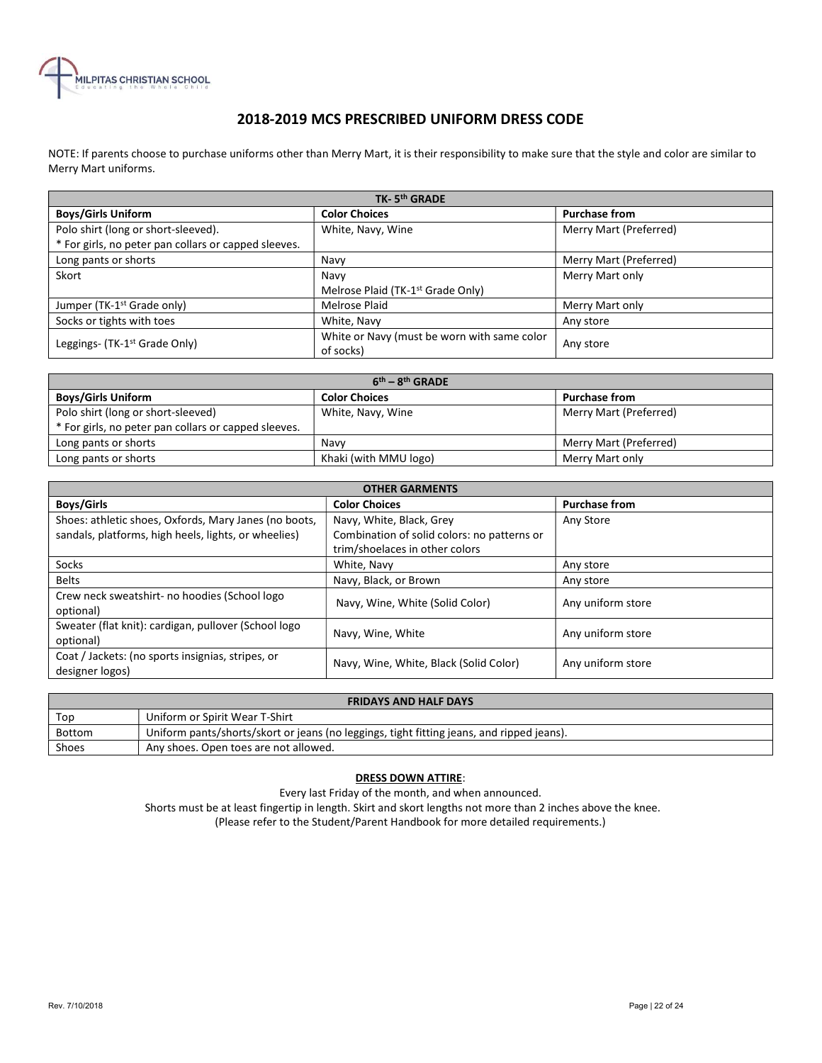MILPITAS CHRISTIAN SCHOOL
Educating the Whole Child

# 2018-2019 MCS PRESCRIBED UNIFORM DRESS CODE

NOTE: If parents choose to purchase uniforms other than Merry Mart, it is their responsibility to make sure that the style and color are similar to Merry Mart uniforms.

| TK- 5th GRADE | | |
|---|---|---|
| **Boys/Girls Uniform** | **Color Choices** | **Purchase from** |
| Polo shirt (long or short-sleeved).<br>* For girls, no peter pan collars or capped sleeves. | White, Navy, Wine | Merry Mart (Preferred) |
| Long pants or shorts | Navy | Merry Mart (Preferred) |
| Skort | Navy<br>Melrose Plaid (TK-1st Grade Only) | Merry Mart only |
| Jumper (TK-1st Grade only) | Melrose Plaid | Merry Mart only |
| Socks or tights with toes | White, Navy | Any store |
| Leggings- (TK-1st Grade Only) | White or Navy (must be worn with same color of socks) | Any store |

| 6th – 8th GRADE | | |
|---|---|---|
| **Boys/Girls Uniform** | **Color Choices** | **Purchase from** |
| Polo shirt (long or short-sleeved)<br>* For girls, no peter pan collars or capped sleeves. | White, Navy, Wine | Merry Mart (Preferred) |
| Long pants or shorts | Navy | Merry Mart (Preferred) |
| Long pants or shorts | Khaki (with MMU logo) | Merry Mart only |

| OTHER GARMENTS | | |
|---|---|---|
| **Boys/Girls** | **Color Choices** | **Purchase from** |
| Shoes: athletic shoes, Oxfords, Mary Janes (no boots, sandals, platforms, high heels, lights, or wheelies) | Navy, White, Black, Grey<br>Combination of solid colors: no patterns or trim/shoelaces in other colors | Any Store |
| Socks | White, Navy | Any store |
| Belts | Navy, Black, or Brown | Any store |
| Crew neck sweatshirt- no hoodies (School logo optional) | Navy, Wine, White (Solid Color) | Any uniform store |
| Sweater (flat knit): cardigan, pullover (School logo optional) | Navy, Wine, White | Any uniform store |
| Coat / Jackets: (no sports insignias, stripes, or designer logos) | Navy, Wine, White, Black (Solid Color) | Any uniform store |

| FRIDAYS AND HALF DAYS | |
|---|---|
| Top | Uniform or Spirit Wear T-Shirt |
| Bottom | Uniform pants/shorts/skort or jeans (no leggings, tight fitting jeans, and ripped jeans). |
| Shoes | Any shoes. Open toes are not allowed. |

**DRESS DOWN ATTIRE**:

Every last Friday of the month, and when announced.

Shorts must be at least fingertip in length. Skirt and skort lengths not more than 2 inches above the knee.

(Please refer to the Student/Parent Handbook for more detailed requirements.)

Rev. 7/10/2018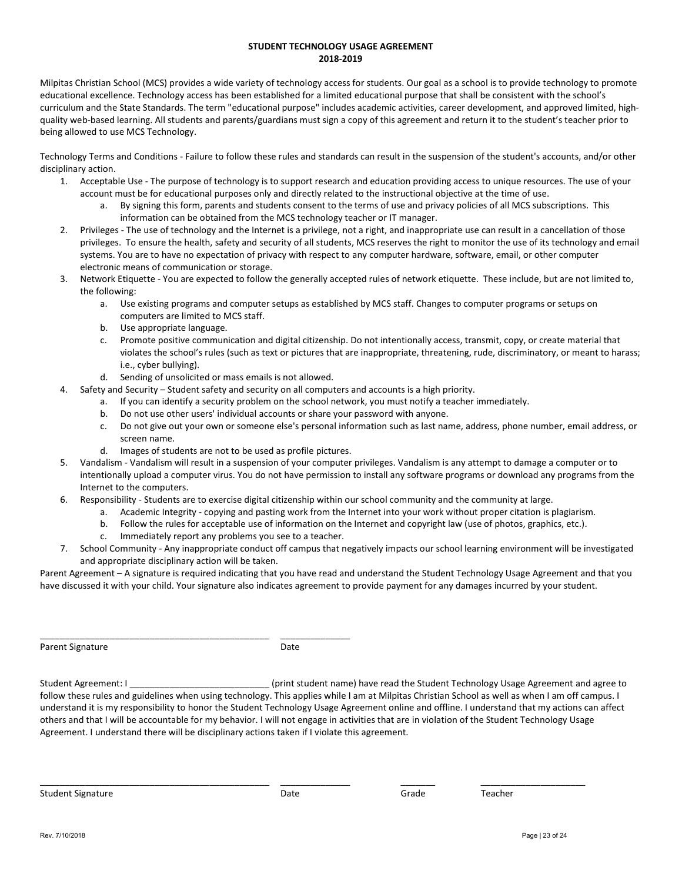# STUDENT TECHNOLOGY USAGE AGREEMENT
## 2018-2019

Milpitas Christian School (MCS) provides a wide variety of technology access for students. Our goal as a school is to provide technology to promote educational excellence. Technology access has been established for a limited educational purpose that shall be consistent with the school's curriculum and the State Standards. The term "educational purpose" includes academic activities, career development, and approved limited, high-quality web-based learning. All students and parents/guardians must sign a copy of this agreement and return it to the student's teacher prior to being allowed to use MCS Technology.

Technology Terms and Conditions - Failure to follow these rules and standards can result in the suspension of the student's accounts, and/or other disciplinary action.

1. Acceptable Use - The purpose of technology is to support research and education providing access to unique resources. The use of your account must be for educational purposes only and directly related to the instructional objective at the time of use.
    a. By signing this form, parents and students consent to the terms of use and privacy policies of all MCS subscriptions. This information can be obtained from the MCS technology teacher or IT manager.
2. Privileges - The use of technology and the Internet is a privilege, not a right, and inappropriate use can result in a cancellation of those privileges. To ensure the health, safety and security of all students, MCS reserves the right to monitor the use of its technology and email systems. You are to have no expectation of privacy with respect to any computer hardware, software, email, or other computer electronic means of communication or storage.
3. Network Etiquette - You are expected to follow the generally accepted rules of network etiquette. These include, but are not limited to, the following:
    a. Use existing programs and computer setups as established by MCS staff. Changes to computer programs or setups on computers are limited to MCS staff.
    b. Use appropriate language.
    c. Promote positive communication and digital citizenship. Do not intentionally access, transmit, copy, or create material that violates the school's rules (such as text or pictures that are inappropriate, threatening, rude, discriminatory, or meant to harass; i.e., cyber bullying).
    d. Sending of unsolicited or mass emails is not allowed.
4. Safety and Security – Student safety and security on all computers and accounts is a high priority.
    a. If you can identify a security problem on the school network, you must notify a teacher immediately.
    b. Do not use other users' individual accounts or share your password with anyone.
    c. Do not give out your own or someone else's personal information such as last name, address, phone number, email address, or screen name.
    d. Images of students are not to be used as profile pictures.
5. Vandalism - Vandalism will result in a suspension of your computer privileges. Vandalism is any attempt to damage a computer or to intentionally upload a computer virus. You do not have permission to install any software programs or download any programs from the Internet to the computers.
6. Responsibility - Students are to exercise digital citizenship within our school community and the community at large.
    a. Academic Integrity - copying and pasting work from the Internet into your work without proper citation is plagiarism.
    b. Follow the rules for acceptable use of information on the Internet and copyright law (use of photos, graphics, etc.).
    c. Immediately report any problems you see to a teacher.
7. School Community - Any inappropriate conduct off campus that negatively impacts our school learning environment will be investigated and appropriate disciplinary action will be taken.

Parent Agreement – A signature is required indicating that you have read and understand the Student Technology Usage Agreement and that you have discussed it with your child. Your signature also indicates agreement to provide payment for any damages incurred by your student.

_______________________________________________ ______________

Parent Signature Date

Student Agreement: I ____________________________ (print student name) have read the Student Technology Usage Agreement and agree to follow these rules and guidelines when using technology. This applies while I am at Milpitas Christian School as well as when I am off campus. I understand it is my responsibility to honor the Student Technology Usage Agreement online and offline. I understand that my actions can affect others and that I will be accountable for my behavior. I will not engage in activities that are in violation of the Student Technology Usage Agreement. I understand there will be disciplinary actions taken if I violate this agreement.

_______________________________________________ ______________ _______ _____________________

Student Signature Date Grade Teacher

Rev. 7/10/2018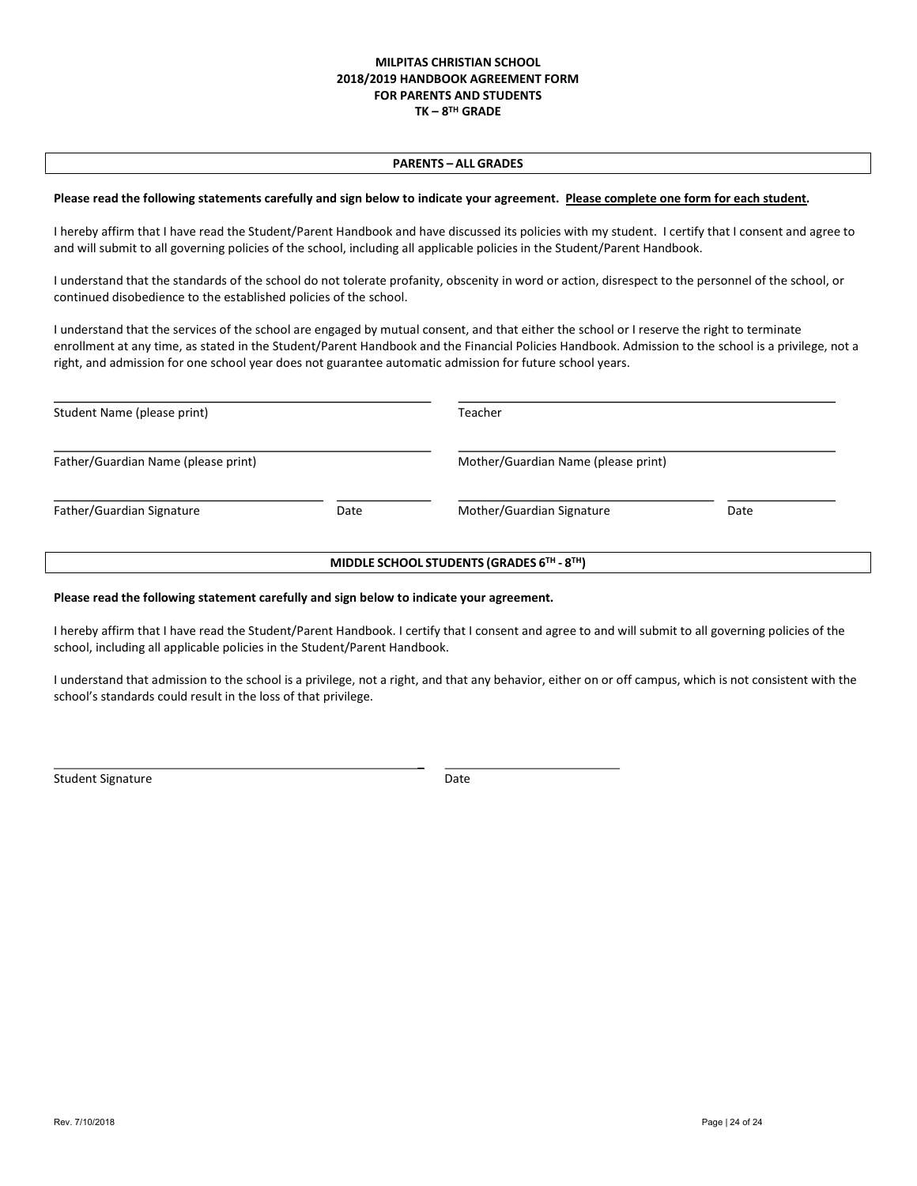**MILPITAS CHRISTIAN SCHOOL**
**2018/2019 HANDBOOK AGREEMENT FORM**
**FOR PARENTS AND STUDENTS**
**TK – 8TH GRADE**

## PARENTS – ALL GRADES

**Please read the following statements carefully and sign below to indicate your agreement. <u>Please complete one form for each student</u>.**

I hereby affirm that I have read the Student/Parent Handbook and have discussed its policies with my student. I certify that I consent and agree to and will submit to all governing policies of the school, including all applicable policies in the Student/Parent Handbook.

I understand that the standards of the school do not tolerate profanity, obscenity in word or action, disrespect to the personnel of the school, or continued disobedience to the established policies of the school.

I understand that the services of the school are engaged by mutual consent, and that either the school or I reserve the right to terminate enrollment at any time, as stated in the Student/Parent Handbook and the Financial Policies Handbook. Admission to the school is a privilege, not a right, and admission for one school year does not guarantee automatic admission for future school years.

| | |
|---|---|
| \_\_\_\_\_\_\_\_\_\_\_\_\_\_\_\_\_\_\_\_\_\_\_\_\_\_\_\_\_\_\_\_ | \_\_\_\_\_\_\_\_\_\_\_\_\_\_\_\_\_\_\_\_\_\_\_\_\_\_\_\_\_\_\_\_ |
| Student Name (please print) | Teacher |
| \_\_\_\_\_\_\_\_\_\_\_\_\_\_\_\_\_\_\_\_\_\_\_\_\_\_\_\_\_\_\_\_ | \_\_\_\_\_\_\_\_\_\_\_\_\_\_\_\_\_\_\_\_\_\_\_\_\_\_\_\_\_\_\_\_ |
| Father/Guardian Name (please print) | Mother/Guardian Name (please print) |

| | | | |
|---|---|---|---|
| \_\_\_\_\_\_\_\_\_\_\_\_\_\_\_\_\_\_\_\_\_\_\_\_ | \_\_\_\_\_\_\_\_\_\_ | \_\_\_\_\_\_\_\_\_\_\_\_\_\_\_\_\_\_\_\_\_\_\_\_ | \_\_\_\_\_\_\_\_\_\_ |
| Father/Guardian Signature | Date | Mother/Guardian Signature | Date |

## MIDDLE SCHOOL STUDENTS (GRADES 6TH - 8TH)

**Please read the following statement carefully and sign below to indicate your agreement.**

I hereby affirm that I have read the Student/Parent Handbook. I certify that I consent and agree to and will submit to all governing policies of the school, including all applicable policies in the Student/Parent Handbook.

I understand that admission to the school is a privilege, not a right, and that any behavior, either on or off campus, which is not consistent with the school's standards could result in the loss of that privilege.

| | |
|---|---|
| \_\_\_\_\_\_\_\_\_\_\_\_\_\_\_\_\_\_\_\_\_\_\_\_\_\_\_\_\_\_\_\_ | \_\_\_\_\_\_\_\_\_\_\_\_\_\_\_\_\_\_ |
| Student Signature | Date |

Rev. 7/10/2018